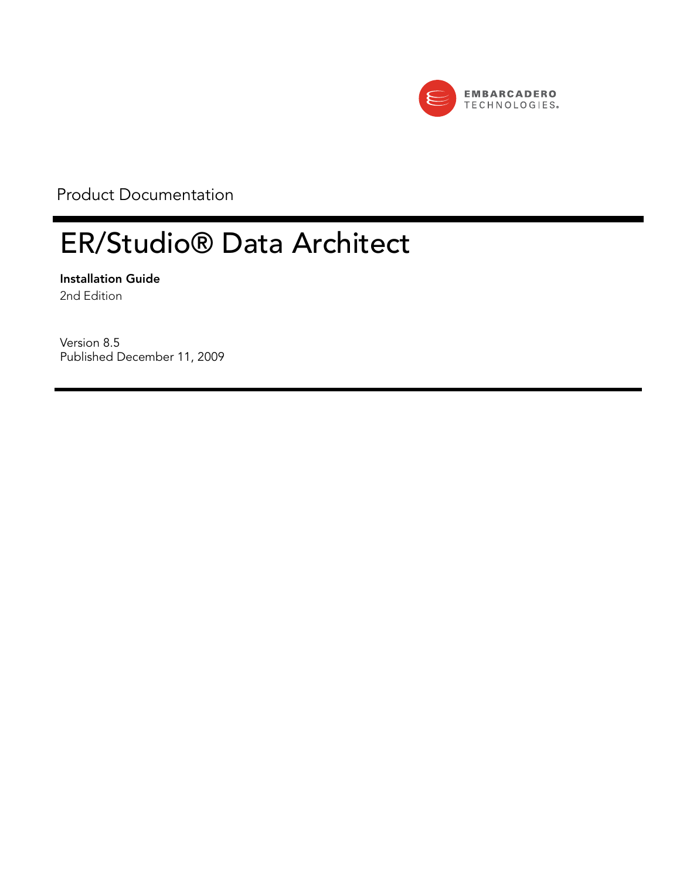EMBARCADERO TECHNOLOGIES.

Product Documentation

# ER/Studio® Data Architect

**Installation Guide**

2nd Edition

Version 8.5

Published December 11, 2009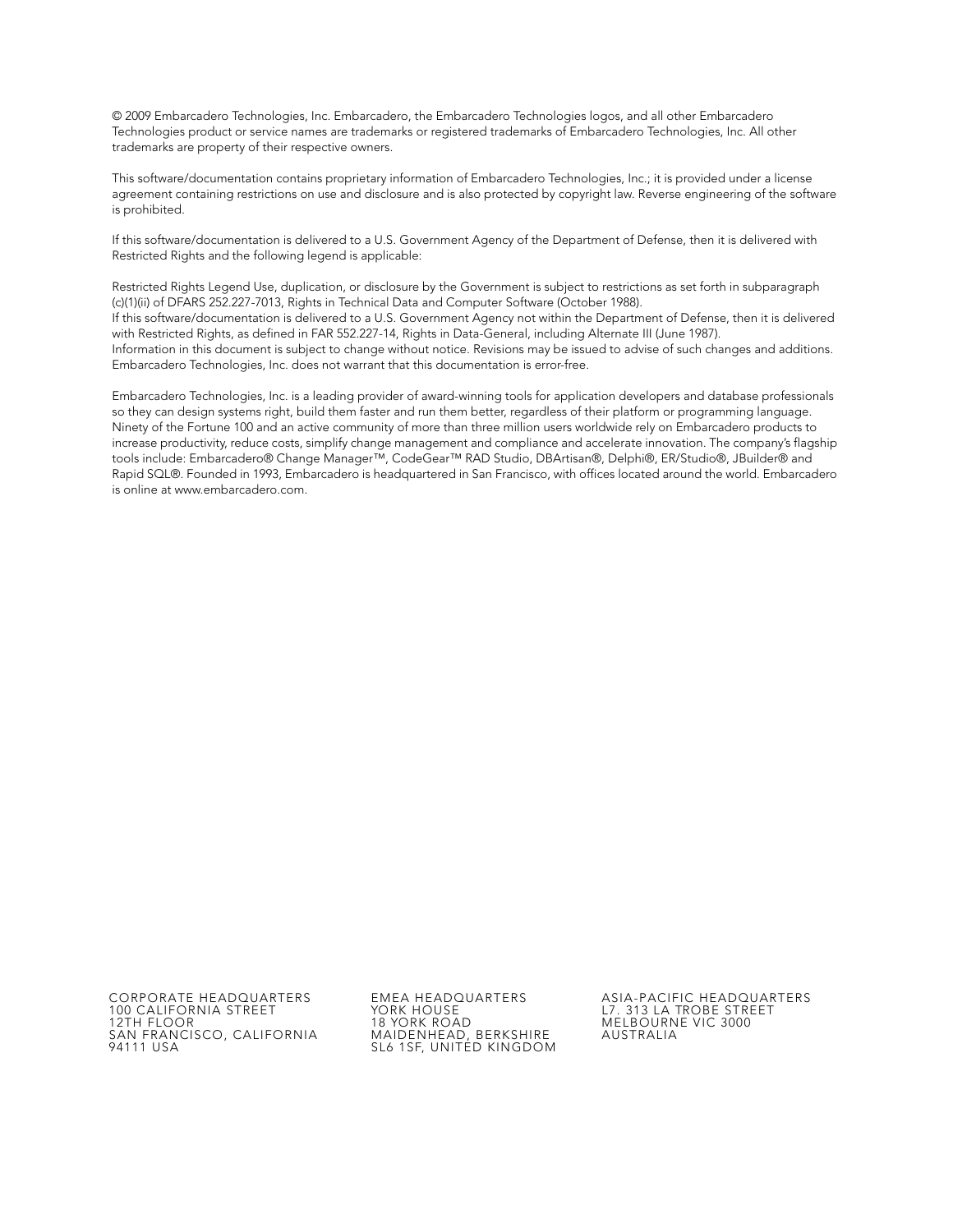© 2009 Embarcadero Technologies, Inc. Embarcadero, the Embarcadero Technologies logos, and all other Embarcadero Technologies product or service names are trademarks or registered trademarks of Embarcadero Technologies, Inc. All other trademarks are property of their respective owners.

This software/documentation contains proprietary information of Embarcadero Technologies, Inc.; it is provided under a license agreement containing restrictions on use and disclosure and is also protected by copyright law. Reverse engineering of the software is prohibited.

If this software/documentation is delivered to a U.S. Government Agency of the Department of Defense, then it is delivered with Restricted Rights and the following legend is applicable:

Restricted Rights Legend Use, duplication, or disclosure by the Government is subject to restrictions as set forth in subparagraph (c)(1)(ii) of DFARS 252.227-7013, Rights in Technical Data and Computer Software (October 1988).
If this software/documentation is delivered to a U.S. Government Agency not within the Department of Defense, then it is delivered with Restricted Rights, as defined in FAR 552.227-14, Rights in Data-General, including Alternate III (June 1987).
Information in this document is subject to change without notice. Revisions may be issued to advise of such changes and additions. Embarcadero Technologies, Inc. does not warrant that this documentation is error-free.

Embarcadero Technologies, Inc. is a leading provider of award-winning tools for application developers and database professionals so they can design systems right, build them faster and run them better, regardless of their platform or programming language. Ninety of the Fortune 100 and an active community of more than three million users worldwide rely on Embarcadero products to increase productivity, reduce costs, simplify change management and compliance and accelerate innovation. The company's flagship tools include: Embarcadero® Change Manager™, CodeGear™ RAD Studio, DBArtisan®, Delphi®, ER/Studio®, JBuilder® and Rapid SQL®. Founded in 1993, Embarcadero is headquartered in San Francisco, with offices located around the world. Embarcadero is online at www.embarcadero.com.

CORPORATE HEADQUARTERS
100 CALIFORNIA STREET
12TH FLOOR
SAN FRANCISCO, CALIFORNIA
94111 USA

EMEA HEADQUARTERS
YORK HOUSE
18 YORK ROAD
MAIDENHEAD, BERKSHIRE
SL6 1SF, UNITED KINGDOM

ASIA-PACIFIC HEADQUARTERS
L7. 313 LA TROBE STREET
MELBOURNE VIC 3000
AUSTRALIA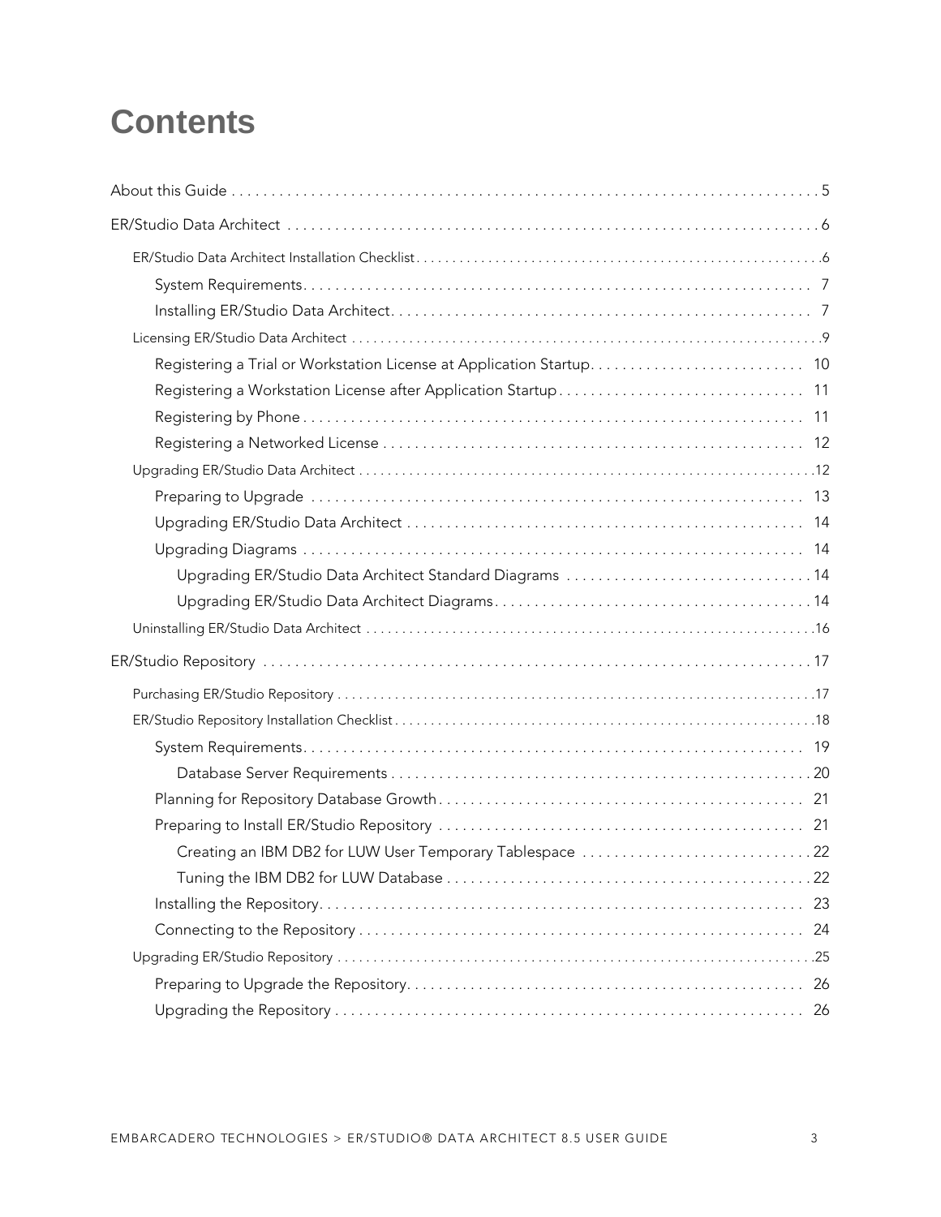# Contents

About this Guide . . . . . . . . . . . . . . . . . . . . . . . . . . . . . . . . . . . . . . . . . . . . . . . . . . . . . . . . . . . . . . . . . . . . . . . . . 5

ER/Studio Data Architect . . . . . . . . . . . . . . . . . . . . . . . . . . . . . . . . . . . . . . . . . . . . . . . . . . . . . . . . . . . . . . . . . . . 6

- ER/Studio Data Architect Installation Checklist . . . . . . . . . . . . . . . . . . . . . . . . . . . . . . . . . . . . . . . . . . . . . . . . . . . . . . .6
  - System Requirements . . . . . . . . . . . . . . . . . . . . . . . . . . . . . . . . . . . . . . . . . . . . . . . . . . . . . . . . . . . . . . 7
  - Installing ER/Studio Data Architect . . . . . . . . . . . . . . . . . . . . . . . . . . . . . . . . . . . . . . . . . . . . . . . . . . . . 7
- Licensing ER/Studio Data Architect . . . . . . . . . . . . . . . . . . . . . . . . . . . . . . . . . . . . . . . . . . . . . . . . . . . . . . . . . . . . . . . . .9
  - Registering a Trial or Workstation License at Application Startup. . . . . . . . . . . . . . . . . . . . . . . . . . . 10
  - Registering a Workstation License after Application Startup . . . . . . . . . . . . . . . . . . . . . . . . . . . . . . . 11
  - Registering by Phone . . . . . . . . . . . . . . . . . . . . . . . . . . . . . . . . . . . . . . . . . . . . . . . . . . . . . . . . . . . . . . . 11
  - Registering a Networked License . . . . . . . . . . . . . . . . . . . . . . . . . . . . . . . . . . . . . . . . . . . . . . . . . . . . . 12
- Upgrading ER/Studio Data Architect . . . . . . . . . . . . . . . . . . . . . . . . . . . . . . . . . . . . . . . . . . . . . . . . . . . . . . . . . . . . . . .12
  - Preparing to Upgrade . . . . . . . . . . . . . . . . . . . . . . . . . . . . . . . . . . . . . . . . . . . . . . . . . . . . . . . . . . . . . . 13
  - Upgrading ER/Studio Data Architect . . . . . . . . . . . . . . . . . . . . . . . . . . . . . . . . . . . . . . . . . . . . . . . . . . 14
  - Upgrading Diagrams . . . . . . . . . . . . . . . . . . . . . . . . . . . . . . . . . . . . . . . . . . . . . . . . . . . . . . . . . . . . . . . 14
    - Upgrading ER/Studio Data Architect Standard Diagrams . . . . . . . . . . . . . . . . . . . . . . . . . . . . . . . 14
    - Upgrading ER/Studio Data Architect Diagrams. . . . . . . . . . . . . . . . . . . . . . . . . . . . . . . . . . . . . . . . 14
- Uninstalling ER/Studio Data Architect . . . . . . . . . . . . . . . . . . . . . . . . . . . . . . . . . . . . . . . . . . . . . . . . . . . . . . . . . . . . . .16

ER/Studio Repository . . . . . . . . . . . . . . . . . . . . . . . . . . . . . . . . . . . . . . . . . . . . . . . . . . . . . . . . . . . . . . . . . . . . . . 17

- Purchasing ER/Studio Repository . . . . . . . . . . . . . . . . . . . . . . . . . . . . . . . . . . . . . . . . . . . . . . . . . . . . . . . . . . . . . . . . . .17
- ER/Studio Repository Installation Checklist . . . . . . . . . . . . . . . . . . . . . . . . . . . . . . . . . . . . . . . . . . . . . . . . . . . . . . . . . .18
  - System Requirements . . . . . . . . . . . . . . . . . . . . . . . . . . . . . . . . . . . . . . . . . . . . . . . . . . . . . . . . . . . . . . 19
    - Database Server Requirements . . . . . . . . . . . . . . . . . . . . . . . . . . . . . . . . . . . . . . . . . . . . . . . . . . . . 20
  - Planning for Repository Database Growth . . . . . . . . . . . . . . . . . . . . . . . . . . . . . . . . . . . . . . . . . . . . . . 21
  - Preparing to Install ER/Studio Repository . . . . . . . . . . . . . . . . . . . . . . . . . . . . . . . . . . . . . . . . . . . . . . 21
    - Creating an IBM DB2 for LUW User Temporary Tablespace . . . . . . . . . . . . . . . . . . . . . . . . . . . . . 22
    - Tuning the IBM DB2 for LUW Database . . . . . . . . . . . . . . . . . . . . . . . . . . . . . . . . . . . . . . . . . . . . . 22
  - Installing the Repository. . . . . . . . . . . . . . . . . . . . . . . . . . . . . . . . . . . . . . . . . . . . . . . . . . . . . . . . . . . . 23
  - Connecting to the Repository . . . . . . . . . . . . . . . . . . . . . . . . . . . . . . . . . . . . . . . . . . . . . . . . . . . . . . . . 24
- Upgrading ER/Studio Repository . . . . . . . . . . . . . . . . . . . . . . . . . . . . . . . . . . . . . . . . . . . . . . . . . . . . . . . . . . . . . . . . . .25
  - Preparing to Upgrade the Repository. . . . . . . . . . . . . . . . . . . . . . . . . . . . . . . . . . . . . . . . . . . . . . . . . . 26
  - Upgrading the Repository . . . . . . . . . . . . . . . . . . . . . . . . . . . . . . . . . . . . . . . . . . . . . . . . . . . . . . . . . . . 26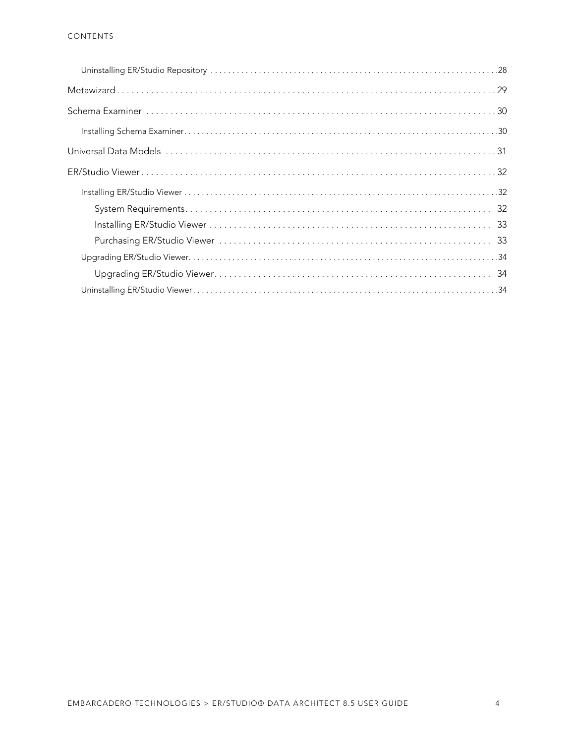Uninstalling ER/Studio Repository . . . . . . . . . . . . . . . . . . . . . . . . . . . . . . . . . . . . . . . . . . . . . . . . . . . . . . . . . . . . . . .28

Metawizard . . . . . . . . . . . . . . . . . . . . . . . . . . . . . . . . . . . . . . . . . . . . . . . . . . . . . . . . . . . . . . . . . . . . 29

Schema Examiner . . . . . . . . . . . . . . . . . . . . . . . . . . . . . . . . . . . . . . . . . . . . . . . . . . . . . . . . . . . . . . . . 30

Installing Schema Examiner. . . . . . . . . . . . . . . . . . . . . . . . . . . . . . . . . . . . . . . . . . . . . . . . . . . . . . . . . . . . . .30

Universal Data Models . . . . . . . . . . . . . . . . . . . . . . . . . . . . . . . . . . . . . . . . . . . . . . . . . . . . . . . . . . . . . . 31

ER/Studio Viewer . . . . . . . . . . . . . . . . . . . . . . . . . . . . . . . . . . . . . . . . . . . . . . . . . . . . . . . . . . . . . . . . . 32

Installing ER/Studio Viewer . . . . . . . . . . . . . . . . . . . . . . . . . . . . . . . . . . . . . . . . . . . . . . . . . . . . . . . . . . . . . .32

System Requirements. . . . . . . . . . . . . . . . . . . . . . . . . . . . . . . . . . . . . . . . . . . . . . . . . . . . . . . . . 32

Installing ER/Studio Viewer . . . . . . . . . . . . . . . . . . . . . . . . . . . . . . . . . . . . . . . . . . . . . . . . . . . . . 33

Purchasing ER/Studio Viewer . . . . . . . . . . . . . . . . . . . . . . . . . . . . . . . . . . . . . . . . . . . . . . . . . . . 33

Upgrading ER/Studio Viewer. . . . . . . . . . . . . . . . . . . . . . . . . . . . . . . . . . . . . . . . . . . . . . . . . . . . . . . . . . . . . .34

Upgrading ER/Studio Viewer. . . . . . . . . . . . . . . . . . . . . . . . . . . . . . . . . . . . . . . . . . . . . . . . . . . . . 34

Uninstalling ER/Studio Viewer. . . . . . . . . . . . . . . . . . . . . . . . . . . . . . . . . . . . . . . . . . . . . . . . . . . . . . . . . . . . .34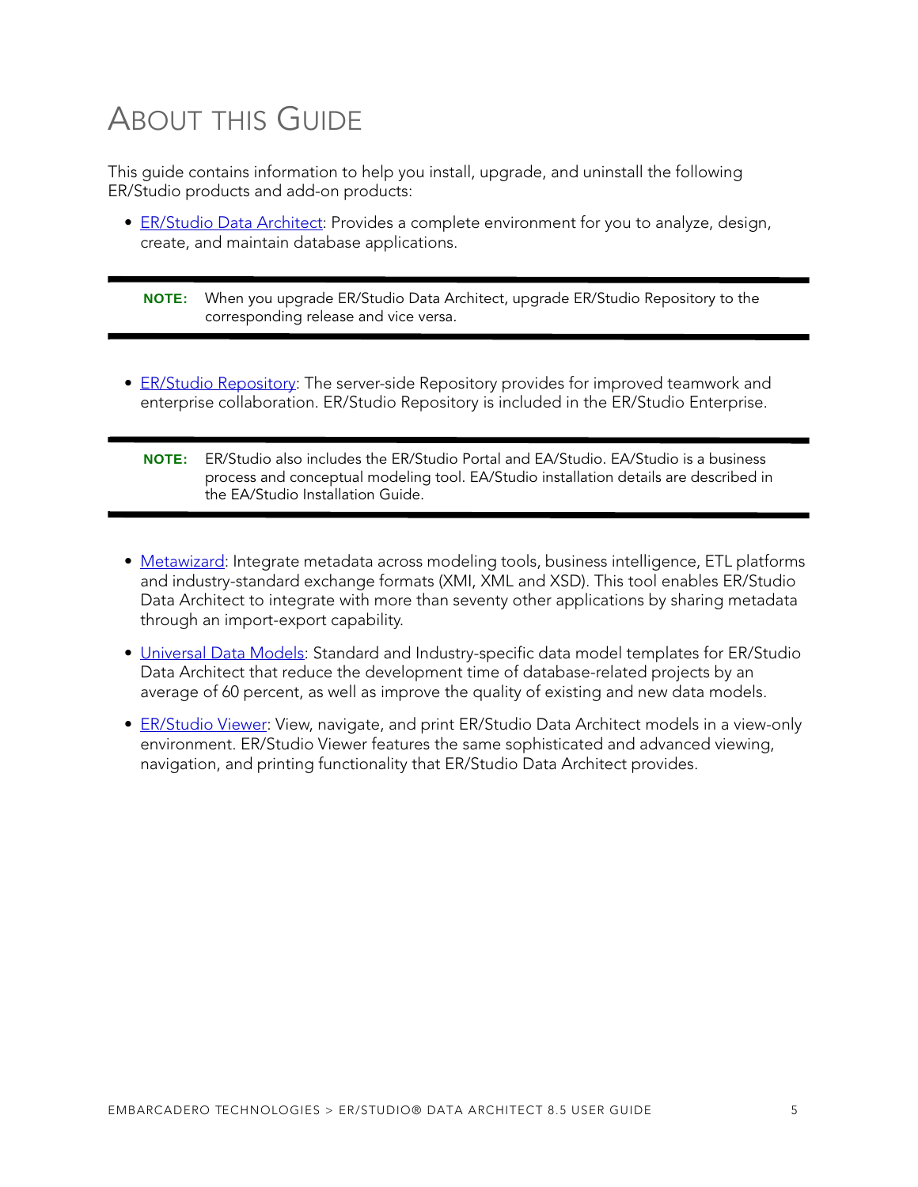# About this Guide

This guide contains information to help you install, upgrade, and uninstall the following ER/Studio products and add-on products:

- ER/Studio Data Architect: Provides a complete environment for you to analyze, design, create, and maintain database applications.

> **NOTE:** When you upgrade ER/Studio Data Architect, upgrade ER/Studio Repository to the corresponding release and vice versa.

- ER/Studio Repository: The server-side Repository provides for improved teamwork and enterprise collaboration. ER/Studio Repository is included in the ER/Studio Enterprise.

> **NOTE:** ER/Studio also includes the ER/Studio Portal and EA/Studio. EA/Studio is a business process and conceptual modeling tool. EA/Studio installation details are described in the EA/Studio Installation Guide.

- Metawizard: Integrate metadata across modeling tools, business intelligence, ETL platforms and industry-standard exchange formats (XMI, XML and XSD). This tool enables ER/Studio Data Architect to integrate with more than seventy other applications by sharing metadata through an import-export capability.
- Universal Data Models: Standard and Industry-specific data model templates for ER/Studio Data Architect that reduce the development time of database-related projects by an average of 60 percent, as well as improve the quality of existing and new data models.
- ER/Studio Viewer: View, navigate, and print ER/Studio Data Architect models in a view-only environment. ER/Studio Viewer features the same sophisticated and advanced viewing, navigation, and printing functionality that ER/Studio Data Architect provides.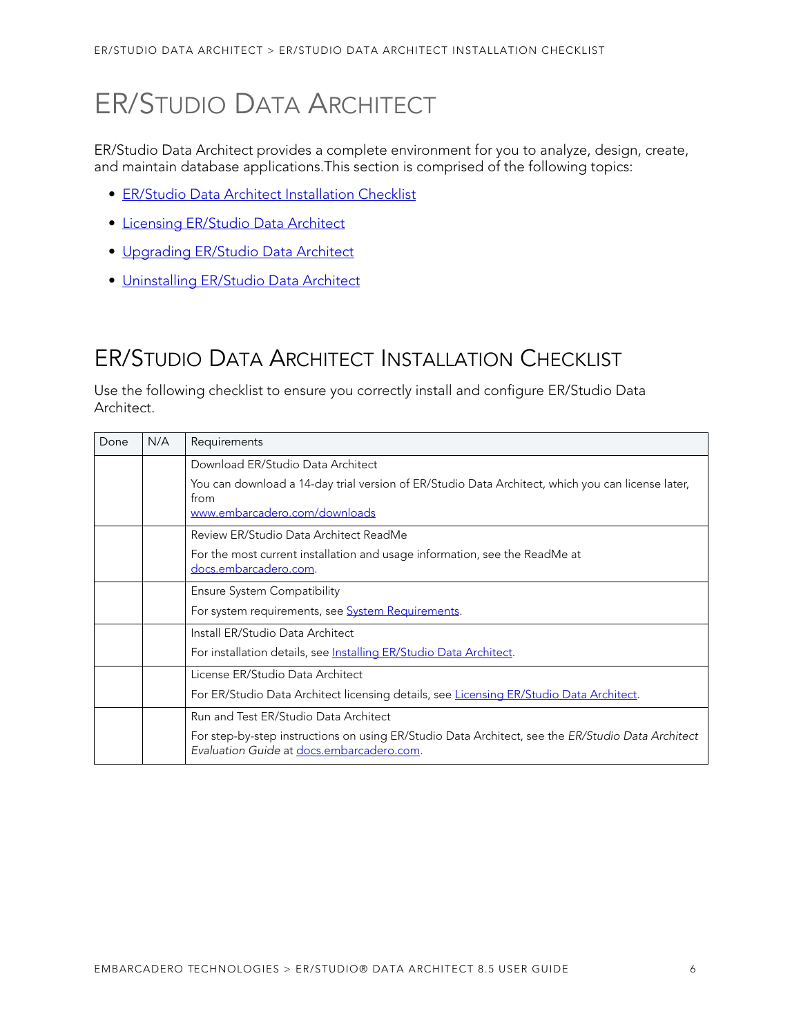# ER/Studio Data Architect

ER/Studio Data Architect provides a complete environment for you to analyze, design, create, and maintain database applications.This section is comprised of the following topics:

- ER/Studio Data Architect Installation Checklist
- Licensing ER/Studio Data Architect
- Upgrading ER/Studio Data Architect
- Uninstalling ER/Studio Data Architect

## ER/Studio Data Architect Installation Checklist

Use the following checklist to ensure you correctly install and configure ER/Studio Data Architect.

| Done | N/A | Requirements |
|---|---|---|
| | | Download ER/Studio Data Architect<br><br>You can download a 14-day trial version of ER/Studio Data Architect, which you can license later, from www.embarcadero.com/downloads |
| | | Review ER/Studio Data Architect ReadMe<br><br>For the most current installation and usage information, see the ReadMe at docs.embarcadero.com. |
| | | Ensure System Compatibility<br><br>For system requirements, see System Requirements. |
| | | Install ER/Studio Data Architect<br><br>For installation details, see Installing ER/Studio Data Architect. |
| | | License ER/Studio Data Architect<br><br>For ER/Studio Data Architect licensing details, see Licensing ER/Studio Data Architect. |
| | | Run and Test ER/Studio Data Architect<br><br>For step-by-step instructions on using ER/Studio Data Architect, see the *ER/Studio Data Architect Evaluation Guide* at docs.embarcadero.com. |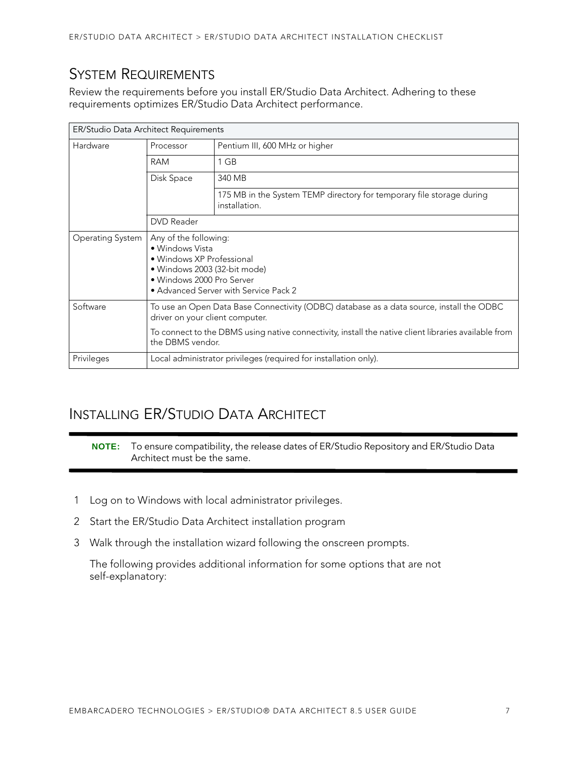## System Requirements

Review the requirements before you install ER/Studio Data Architect. Adhering to these requirements optimizes ER/Studio Data Architect performance.

| ER/Studio Data Architect Requirements | | |
|---|---|---|
| Hardware | Processor | Pentium III, 600 MHz or higher |
| | RAM | 1 GB |
| | Disk Space | 340 MB |
| | | 175 MB in the System TEMP directory for temporary file storage during installation. |
| | DVD Reader | |
| Operating System | Any of the following:<br>• Windows Vista<br>• Windows XP Professional<br>• Windows 2003 (32-bit mode)<br>• Windows 2000 Pro Server<br>• Advanced Server with Service Pack 2 | |
| Software | To use an Open Data Base Connectivity (ODBC) database as a data source, install the ODBC driver on your client computer.<br>To connect to the DBMS using native connectivity, install the native client libraries available from the DBMS vendor. | |
| Privileges | Local administrator privileges (required for installation only). | |

## Installing ER/Studio Data Architect

**NOTE:** To ensure compatibility, the release dates of ER/Studio Repository and ER/Studio Data Architect must be the same.

1. Log on to Windows with local administrator privileges.
2. Start the ER/Studio Data Architect installation program
3. Walk through the installation wizard following the onscreen prompts.

   The following provides additional information for some options that are not self-explanatory: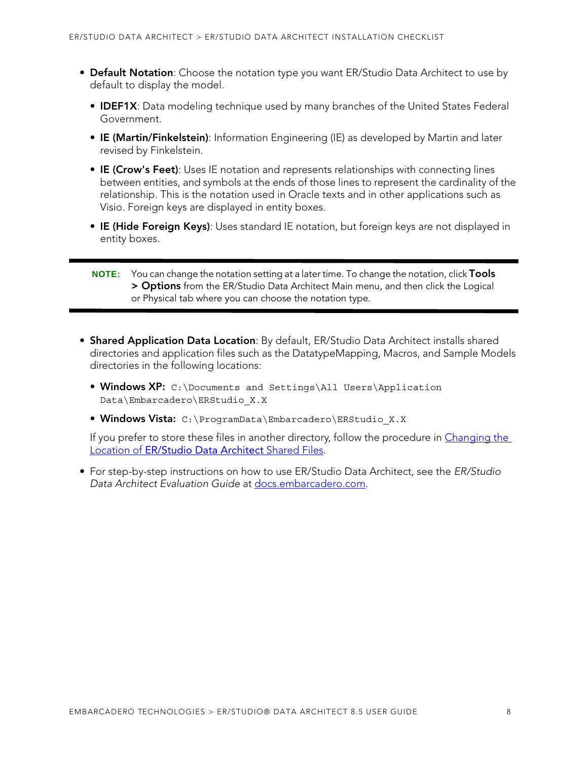- **Default Notation**: Choose the notation type you want ER/Studio Data Architect to use by default to display the model.
  - **IDEF1X**: Data modeling technique used by many branches of the United States Federal Government.
  - **IE (Martin/Finkelstein)**: Information Engineering (IE) as developed by Martin and later revised by Finkelstein.
  - **IE (Crow's Feet)**: Uses IE notation and represents relationships with connecting lines between entities, and symbols at the ends of those lines to represent the cardinality of the relationship. This is the notation used in Oracle texts and in other applications such as Visio. Foreign keys are displayed in entity boxes.
  - **IE (Hide Foreign Keys)**: Uses standard IE notation, but foreign keys are not displayed in entity boxes.

> **NOTE:** You can change the notation setting at a later time. To change the notation, click **Tools > Options** from the ER/Studio Data Architect Main menu, and then click the Logical or Physical tab where you can choose the notation type.

- **Shared Application Data Location**: By default, ER/Studio Data Architect installs shared directories and application files such as the DatatypeMapping, Macros, and Sample Models directories in the following locations:
  - **Windows XP:** `C:\Documents and Settings\All Users\Application Data\Embarcadero\ERStudio_X.X`
  - **Windows Vista:** `C:\ProgramData\Embarcadero\ERStudio_X.X`

  If you prefer to store these files in another directory, follow the procedure in [Changing the Location of ER/Studio Data Architect Shared Files](#).
- For step-by-step instructions on how to use ER/Studio Data Architect, see the *ER/Studio Data Architect Evaluation Guide* at [docs.embarcadero.com](#).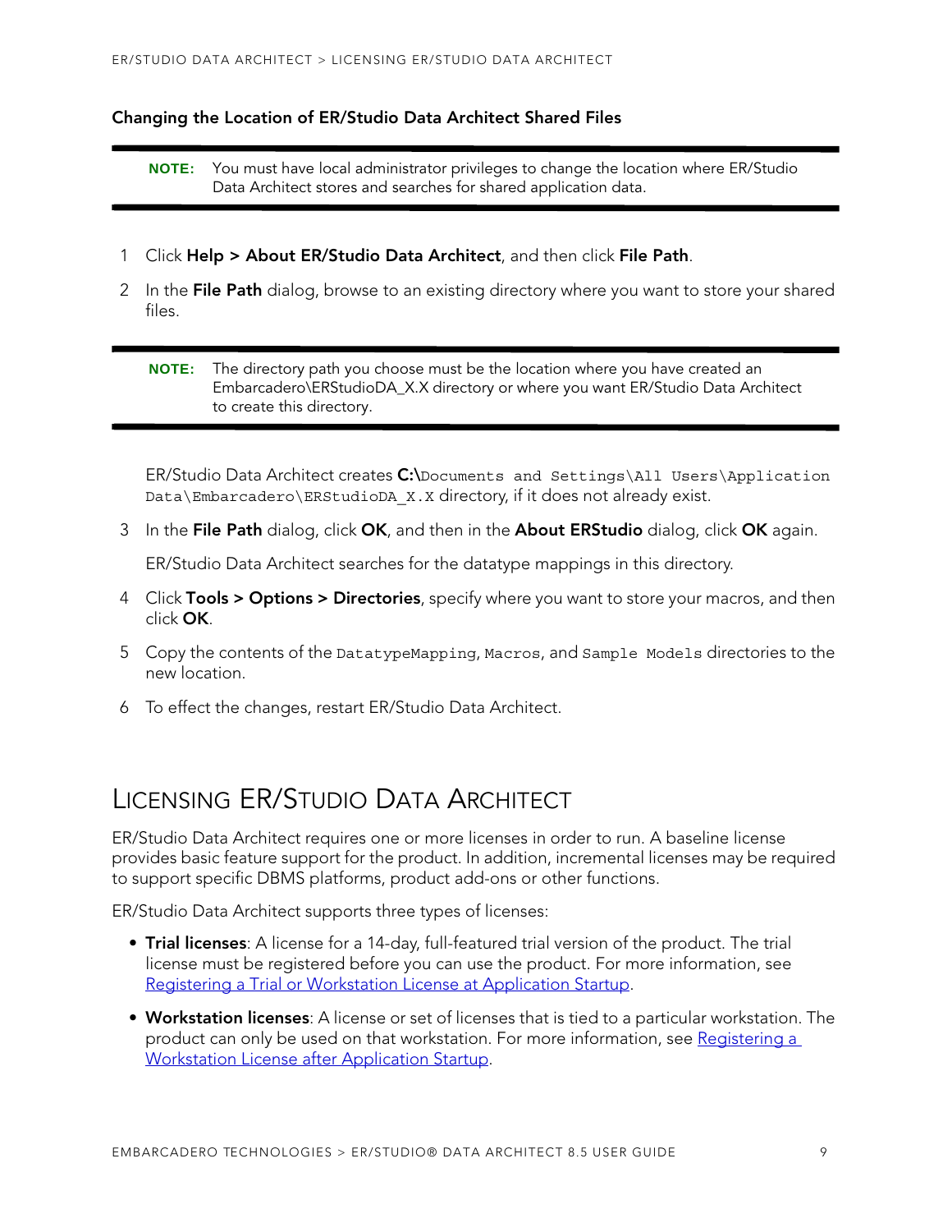### Changing the Location of ER/Studio Data Architect Shared Files

> **NOTE:** You must have local administrator privileges to change the location where ER/Studio Data Architect stores and searches for shared application data.

1. Click **Help > About ER/Studio Data Architect**, and then click **File Path**.
2. In the **File Path** dialog, browse to an existing directory where you want to store your shared files.

   > **NOTE:** The directory path you choose must be the location where you have created an Embarcadero\ERStudioDA_X.X directory or where you want ER/Studio Data Architect to create this directory.

   ER/Studio Data Architect creates **C:\\**`Documents and Settings\All Users\Application Data\Embarcadero\ERStudioDA_X.X` directory, if it does not already exist.

3. In the **File Path** dialog, click **OK**, and then in the **About ERStudio** dialog, click **OK** again.

   ER/Studio Data Architect searches for the datatype mappings in this directory.

4. Click **Tools > Options > Directories**, specify where you want to store your macros, and then click **OK**.
5. Copy the contents of the `DatatypeMapping`, `Macros`, and `Sample Models` directories to the new location.
6. To effect the changes, restart ER/Studio Data Architect.

## Licensing ER/Studio Data Architect

ER/Studio Data Architect requires one or more licenses in order to run. A baseline license provides basic feature support for the product. In addition, incremental licenses may be required to support specific DBMS platforms, product add-ons or other functions.

ER/Studio Data Architect supports three types of licenses:

- **Trial licenses**: A license for a 14-day, full-featured trial version of the product. The trial license must be registered before you can use the product. For more information, see Registering a Trial or Workstation License at Application Startup.
- **Workstation licenses**: A license or set of licenses that is tied to a particular workstation. The product can only be used on that workstation. For more information, see Registering a Workstation License after Application Startup.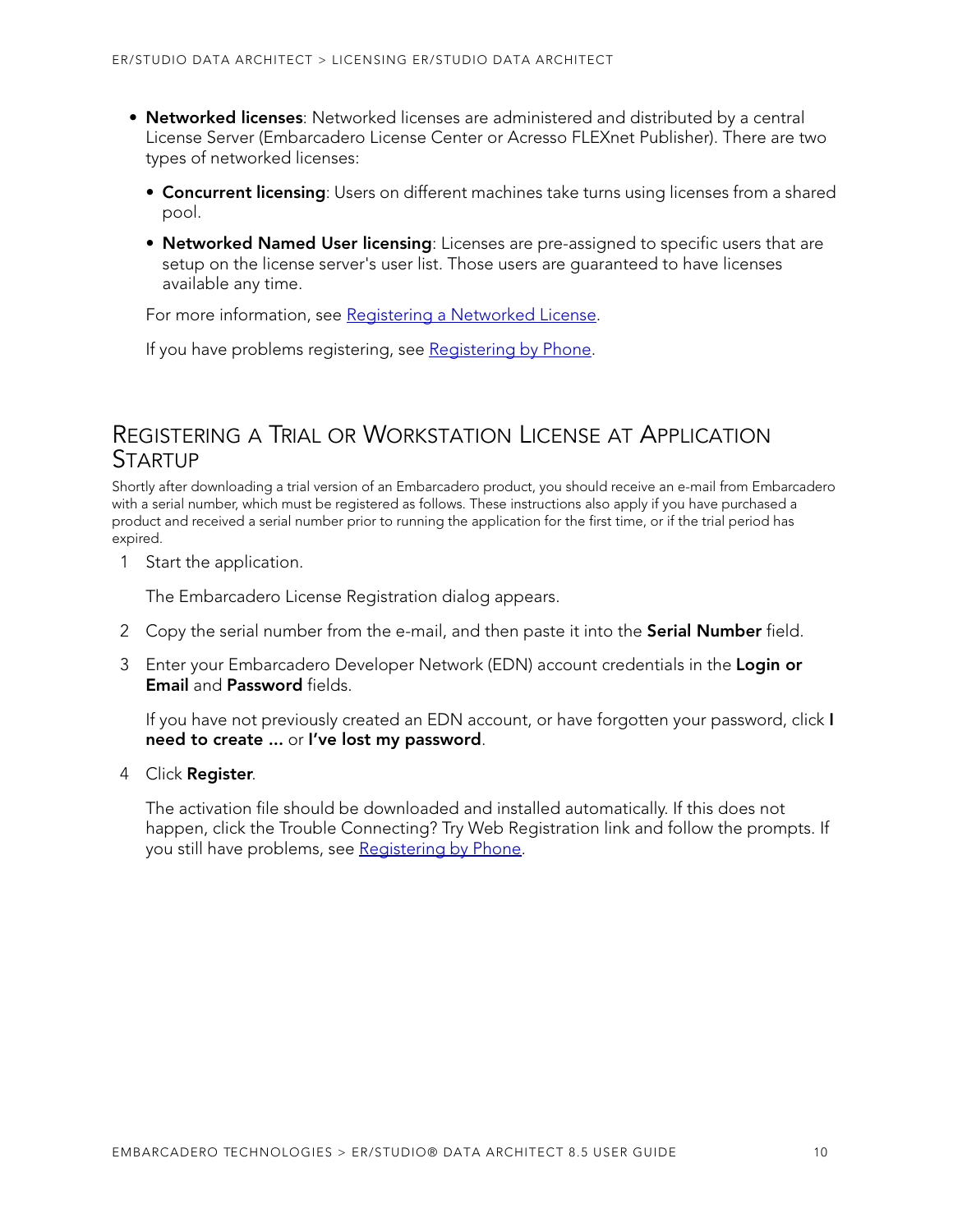- **Networked licenses**: Networked licenses are administered and distributed by a central License Server (Embarcadero License Center or Acresso FLEXnet Publisher). There are two types of networked licenses:
  - **Concurrent licensing**: Users on different machines take turns using licenses from a shared pool.
  - **Networked Named User licensing**: Licenses are pre-assigned to specific users that are setup on the license server's user list. Those users are guaranteed to have licenses available any time.

  For more information, see Registering a Networked License.

  If you have problems registering, see Registering by Phone.

## Registering a Trial or Workstation License at Application Startup

Shortly after downloading a trial version of an Embarcadero product, you should receive an e-mail from Embarcadero with a serial number, which must be registered as follows. These instructions also apply if you have purchased a product and received a serial number prior to running the application for the first time, or if the trial period has expired.

1. Start the application.

   The Embarcadero License Registration dialog appears.

2. Copy the serial number from the e-mail, and then paste it into the **Serial Number** field.

3. Enter your Embarcadero Developer Network (EDN) account credentials in the **Login or Email** and **Password** fields.

   If you have not previously created an EDN account, or have forgotten your password, click **I need to create ...** or **I've lost my password**.

4. Click **Register**.

   The activation file should be downloaded and installed automatically. If this does not happen, click the Trouble Connecting? Try Web Registration link and follow the prompts. If you still have problems, see Registering by Phone.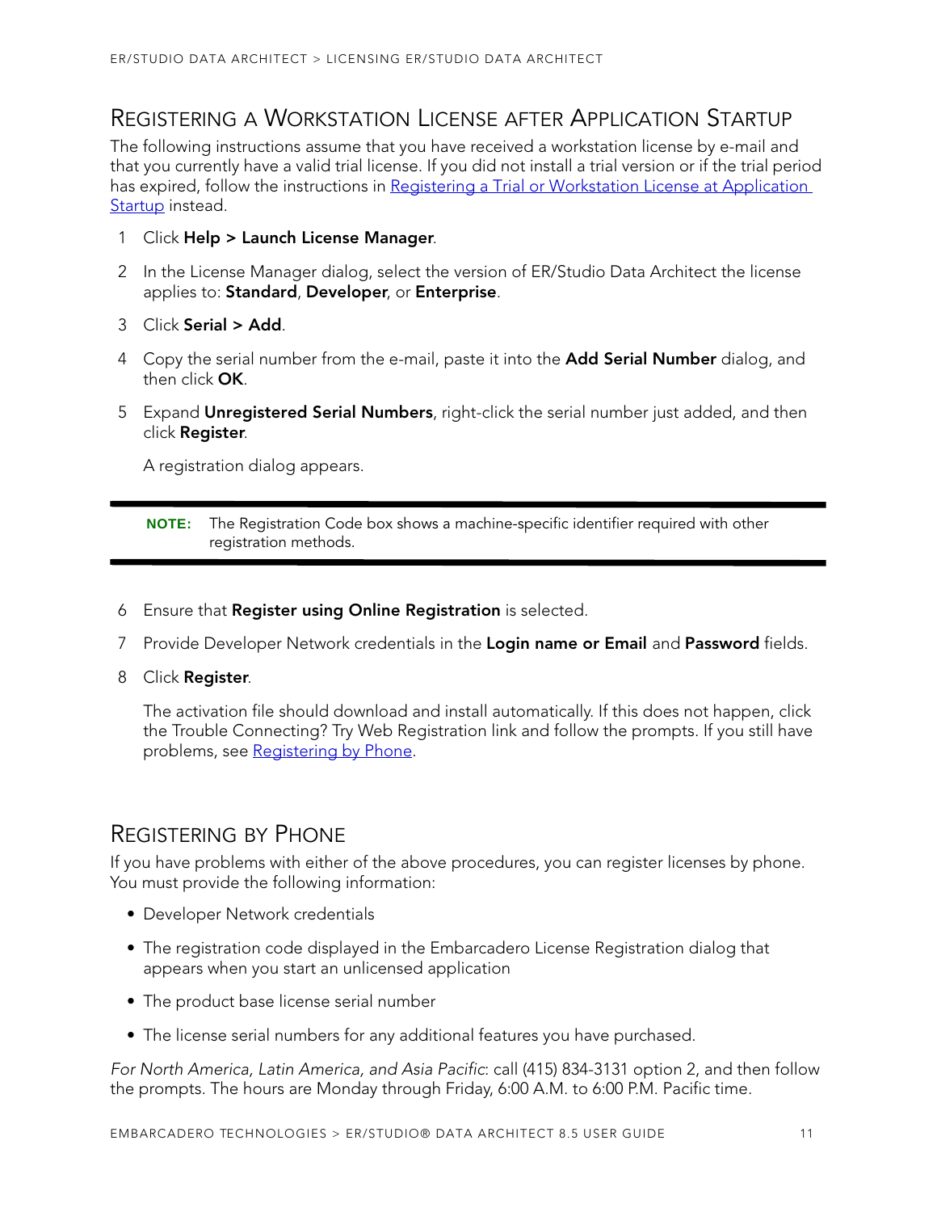## Registering a Workstation License after Application Startup

The following instructions assume that you have received a workstation license by e-mail and that you currently have a valid trial license. If you did not install a trial version or if the trial period has expired, follow the instructions in Registering a Trial or Workstation License at Application Startup instead.

1. Click **Help > Launch License Manager**.
2. In the License Manager dialog, select the version of ER/Studio Data Architect the license applies to: **Standard**, **Developer**, or **Enterprise**.
3. Click **Serial > Add**.
4. Copy the serial number from the e-mail, paste it into the **Add Serial Number** dialog, and then click **OK**.
5. Expand **Unregistered Serial Numbers**, right-click the serial number just added, and then click **Register**.

   A registration dialog appears.

> **NOTE:** The Registration Code box shows a machine-specific identifier required with other registration methods.

6. Ensure that **Register using Online Registration** is selected.
7. Provide Developer Network credentials in the **Login name or Email** and **Password** fields.
8. Click **Register**.

   The activation file should download and install automatically. If this does not happen, click the Trouble Connecting? Try Web Registration link and follow the prompts. If you still have problems, see Registering by Phone.

## Registering by Phone

If you have problems with either of the above procedures, you can register licenses by phone. You must provide the following information:

- Developer Network credentials
- The registration code displayed in the Embarcadero License Registration dialog that appears when you start an unlicensed application
- The product base license serial number
- The license serial numbers for any additional features you have purchased.

*For North America, Latin America, and Asia Pacific*: call (415) 834-3131 option 2, and then follow the prompts. The hours are Monday through Friday, 6:00 A.M. to 6:00 P.M. Pacific time.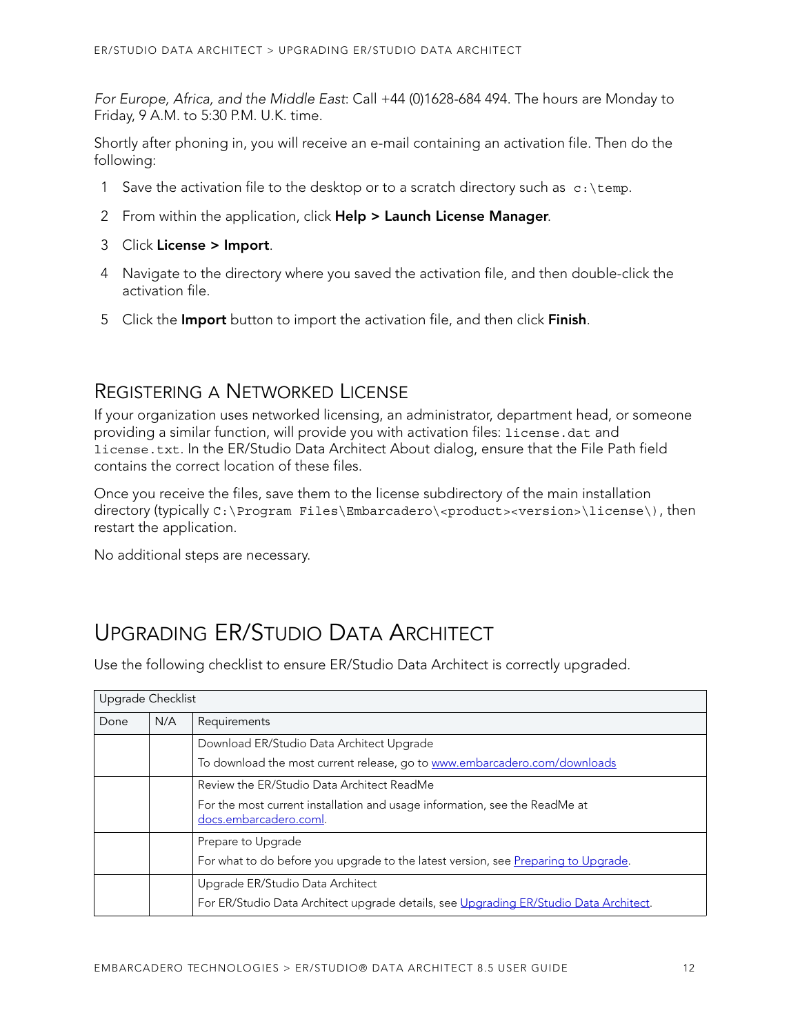*For Europe, Africa, and the Middle East*: Call +44 (0)1628-684 494. The hours are Monday to Friday, 9 A.M. to 5:30 P.M. U.K. time.

Shortly after phoning in, you will receive an e-mail containing an activation file. Then do the following:

1. Save the activation file to the desktop or to a scratch directory such as `c:\temp`.
2. From within the application, click **Help > Launch License Manager**.
3. Click **License > Import**.
4. Navigate to the directory where you saved the activation file, and then double-click the activation file.
5. Click the **Import** button to import the activation file, and then click **Finish**.

### Registering a Networked License

If your organization uses networked licensing, an administrator, department head, or someone providing a similar function, will provide you with activation files: `license.dat` and `license.txt`. In the ER/Studio Data Architect About dialog, ensure that the File Path field contains the correct location of these files.

Once you receive the files, save them to the license subdirectory of the main installation directory (typically `C:\Program Files\Embarcadero\<product><version>\license\)`, then restart the application.

No additional steps are necessary.

## Upgrading ER/Studio Data Architect

Use the following checklist to ensure ER/Studio Data Architect is correctly upgraded.

| Upgrade Checklist | | |
|---|---|---|
| Done | N/A | Requirements |
| | | Download ER/Studio Data Architect Upgrade<br>To download the most current release, go to www.embarcadero.com/downloads |
| | | Review the ER/Studio Data Architect ReadMe<br>For the most current installation and usage information, see the ReadMe at docs.embarcadero.coml. |
| | | Prepare to Upgrade<br>For what to do before you upgrade to the latest version, see Preparing to Upgrade. |
| | | Upgrade ER/Studio Data Architect<br>For ER/Studio Data Architect upgrade details, see Upgrading ER/Studio Data Architect. |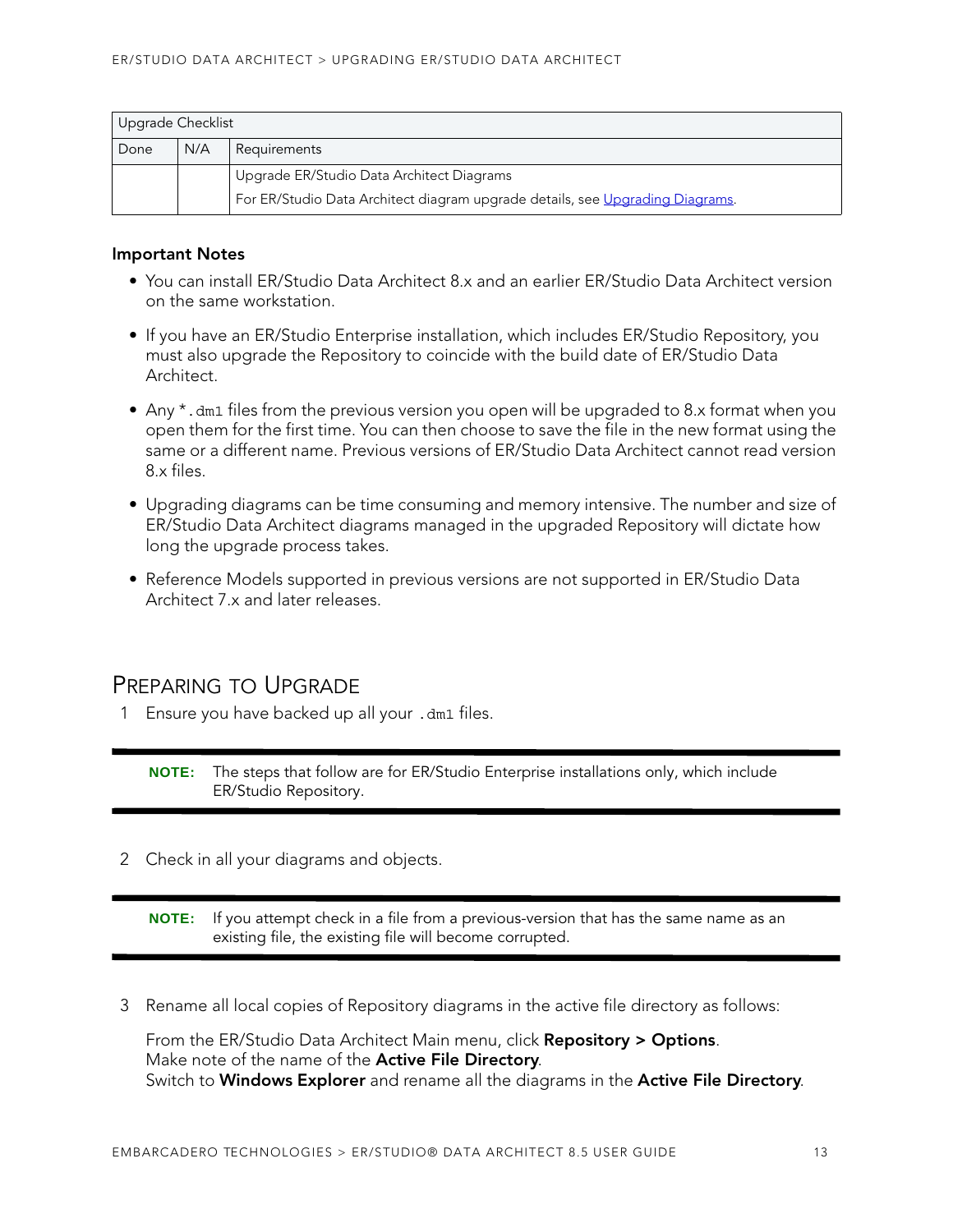| Upgrade Checklist | | |
|---|---|---|
| Done | N/A | Requirements |
| | | Upgrade ER/Studio Data Architect Diagrams<br>For ER/Studio Data Architect diagram upgrade details, see Upgrading Diagrams. |

**Important Notes**

- You can install ER/Studio Data Architect 8.x and an earlier ER/Studio Data Architect version on the same workstation.
- If you have an ER/Studio Enterprise installation, which includes ER/Studio Repository, you must also upgrade the Repository to coincide with the build date of ER/Studio Data Architect.
- Any `*.dm1` files from the previous version you open will be upgraded to 8.x format when you open them for the first time. You can then choose to save the file in the new format using the same or a different name. Previous versions of ER/Studio Data Architect cannot read version 8.x files.
- Upgrading diagrams can be time consuming and memory intensive. The number and size of ER/Studio Data Architect diagrams managed in the upgraded Repository will dictate how long the upgrade process takes.
- Reference Models supported in previous versions are not supported in ER/Studio Data Architect 7.x and later releases.

## Preparing to Upgrade

1. Ensure you have backed up all your `.dm1` files.

> **NOTE:** The steps that follow are for ER/Studio Enterprise installations only, which include ER/Studio Repository.

2. Check in all your diagrams and objects.

> **NOTE:** If you attempt check in a file from a previous-version that has the same name as an existing file, the existing file will become corrupted.

3. Rename all local copies of Repository diagrams in the active file directory as follows:

   From the ER/Studio Data Architect Main menu, click **Repository > Options**.
   Make note of the name of the **Active File Directory**.
   Switch to **Windows Explorer** and rename all the diagrams in the **Active File Directory**.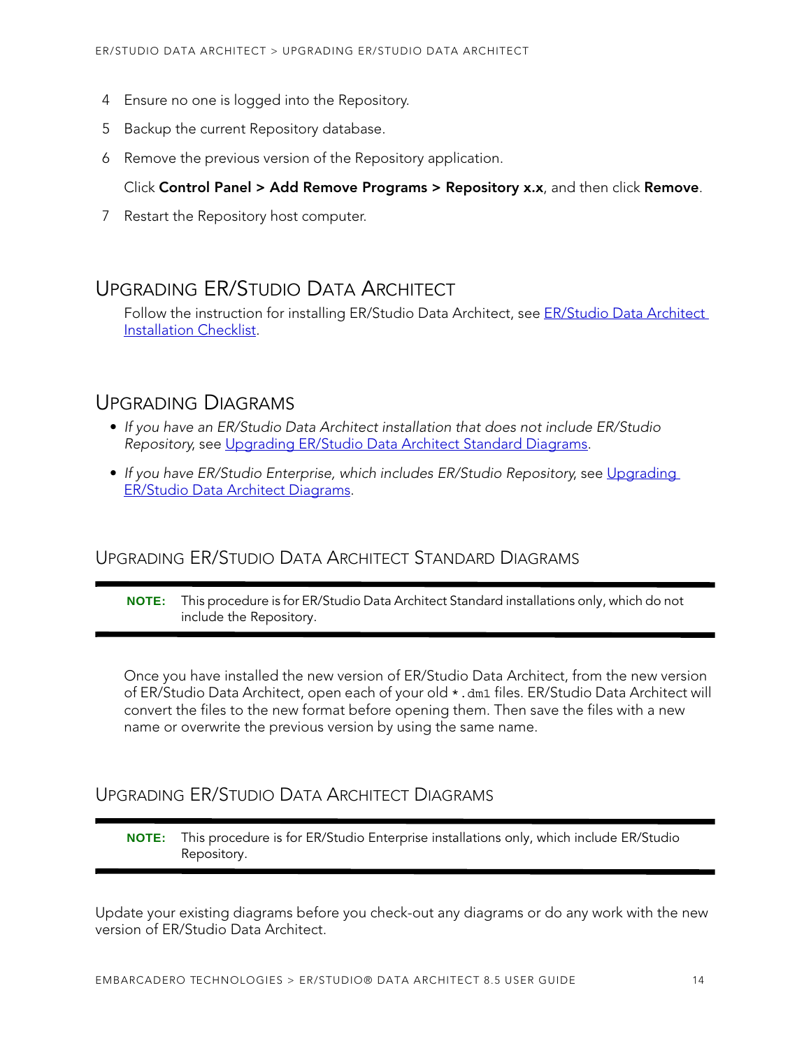4. Ensure no one is logged into the Repository.
5. Backup the current Repository database.
6. Remove the previous version of the Repository application.

   Click **Control Panel > Add Remove Programs > Repository x.x**, and then click **Remove**.
7. Restart the Repository host computer.

## Upgrading ER/Studio Data Architect

Follow the instruction for installing ER/Studio Data Architect, see ER/Studio Data Architect Installation Checklist.

## Upgrading Diagrams

- *If you have an ER/Studio Data Architect installation that does not include ER/Studio Repository*, see Upgrading ER/Studio Data Architect Standard Diagrams.
- *If you have ER/Studio Enterprise, which includes ER/Studio Repository*, see Upgrading ER/Studio Data Architect Diagrams.

### Upgrading ER/Studio Data Architect Standard Diagrams

**NOTE:** This procedure is for ER/Studio Data Architect Standard installations only, which do not include the Repository.

Once you have installed the new version of ER/Studio Data Architect, from the new version of ER/Studio Data Architect, open each of your old `*.dm1` files. ER/Studio Data Architect will convert the files to the new format before opening them. Then save the files with a new name or overwrite the previous version by using the same name.

### Upgrading ER/Studio Data Architect Diagrams

**NOTE:** This procedure is for ER/Studio Enterprise installations only, which include ER/Studio Repository.

Update your existing diagrams before you check-out any diagrams or do any work with the new version of ER/Studio Data Architect.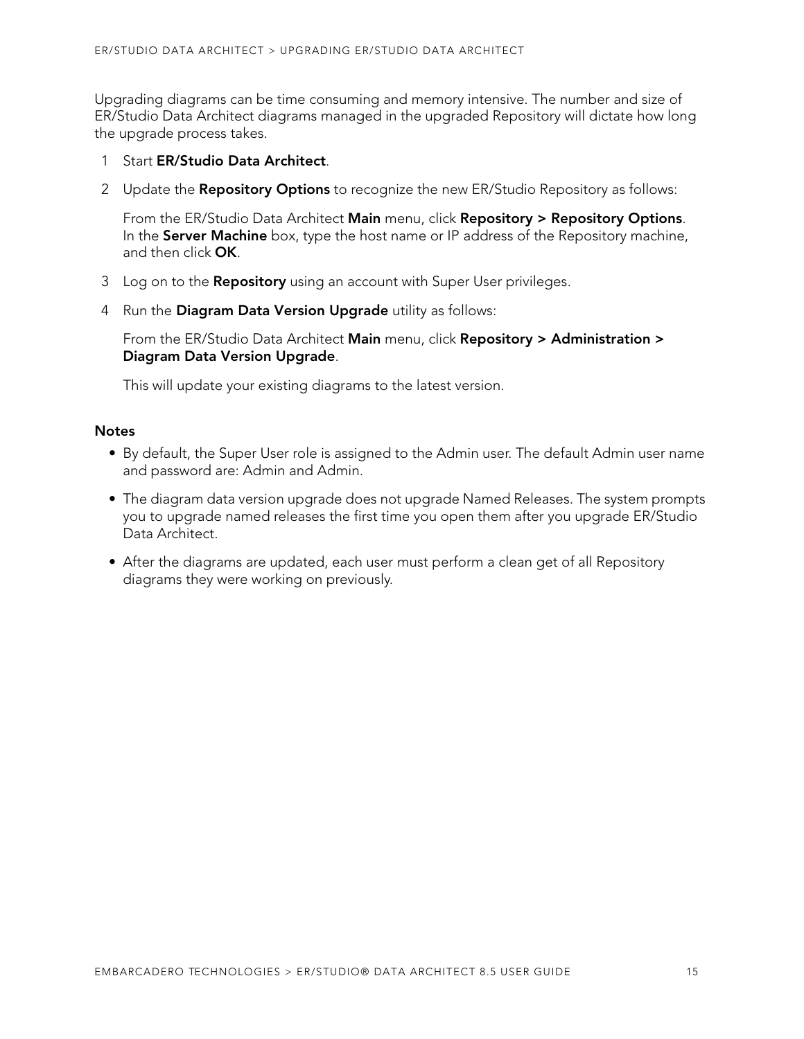Upgrading diagrams can be time consuming and memory intensive. The number and size of ER/Studio Data Architect diagrams managed in the upgraded Repository will dictate how long the upgrade process takes.

1. Start **ER/Studio Data Architect**.
2. Update the **Repository Options** to recognize the new ER/Studio Repository as follows:

   From the ER/Studio Data Architect **Main** menu, click **Repository > Repository Options**. In the **Server Machine** box, type the host name or IP address of the Repository machine, and then click **OK**.
3. Log on to the **Repository** using an account with Super User privileges.
4. Run the **Diagram Data Version Upgrade** utility as follows:

   From the ER/Studio Data Architect **Main** menu, click **Repository > Administration > Diagram Data Version Upgrade**.

   This will update your existing diagrams to the latest version.

**Notes**

- By default, the Super User role is assigned to the Admin user. The default Admin user name and password are: Admin and Admin.
- The diagram data version upgrade does not upgrade Named Releases. The system prompts you to upgrade named releases the first time you open them after you upgrade ER/Studio Data Architect.
- After the diagrams are updated, each user must perform a clean get of all Repository diagrams they were working on previously.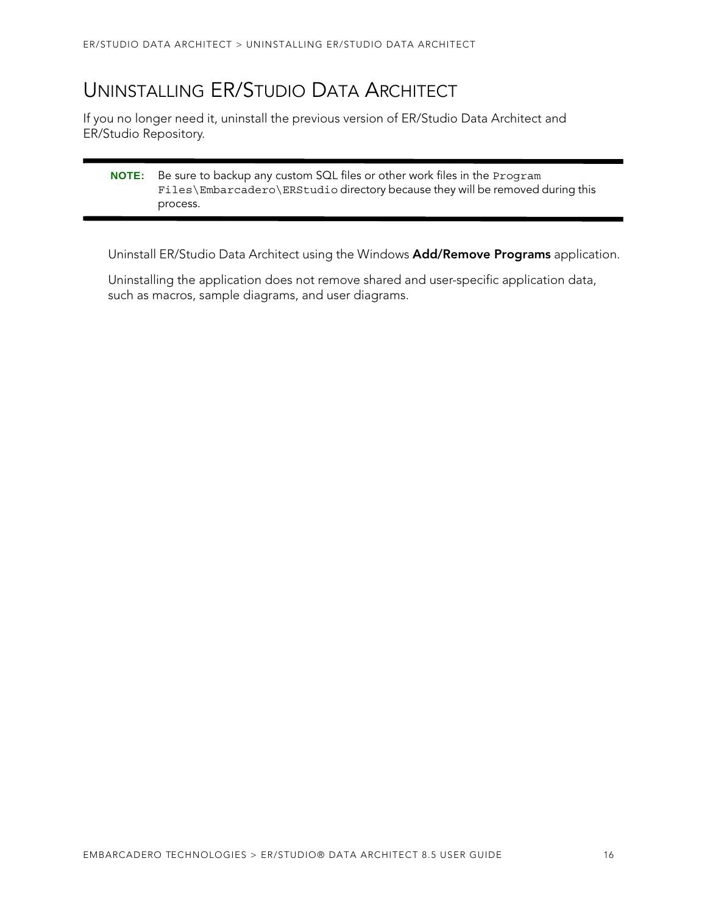# UNINSTALLING ER/STUDIO DATA ARCHITECT

If you no longer need it, uninstall the previous version of ER/Studio Data Architect and ER/Studio Repository.

> **NOTE:** Be sure to backup any custom SQL files or other work files in the `Program Files\Embarcadero\ERStudio` directory because they will be removed during this process.

Uninstall ER/Studio Data Architect using the Windows **Add/Remove Programs** application.

Uninstalling the application does not remove shared and user-specific application data, such as macros, sample diagrams, and user diagrams.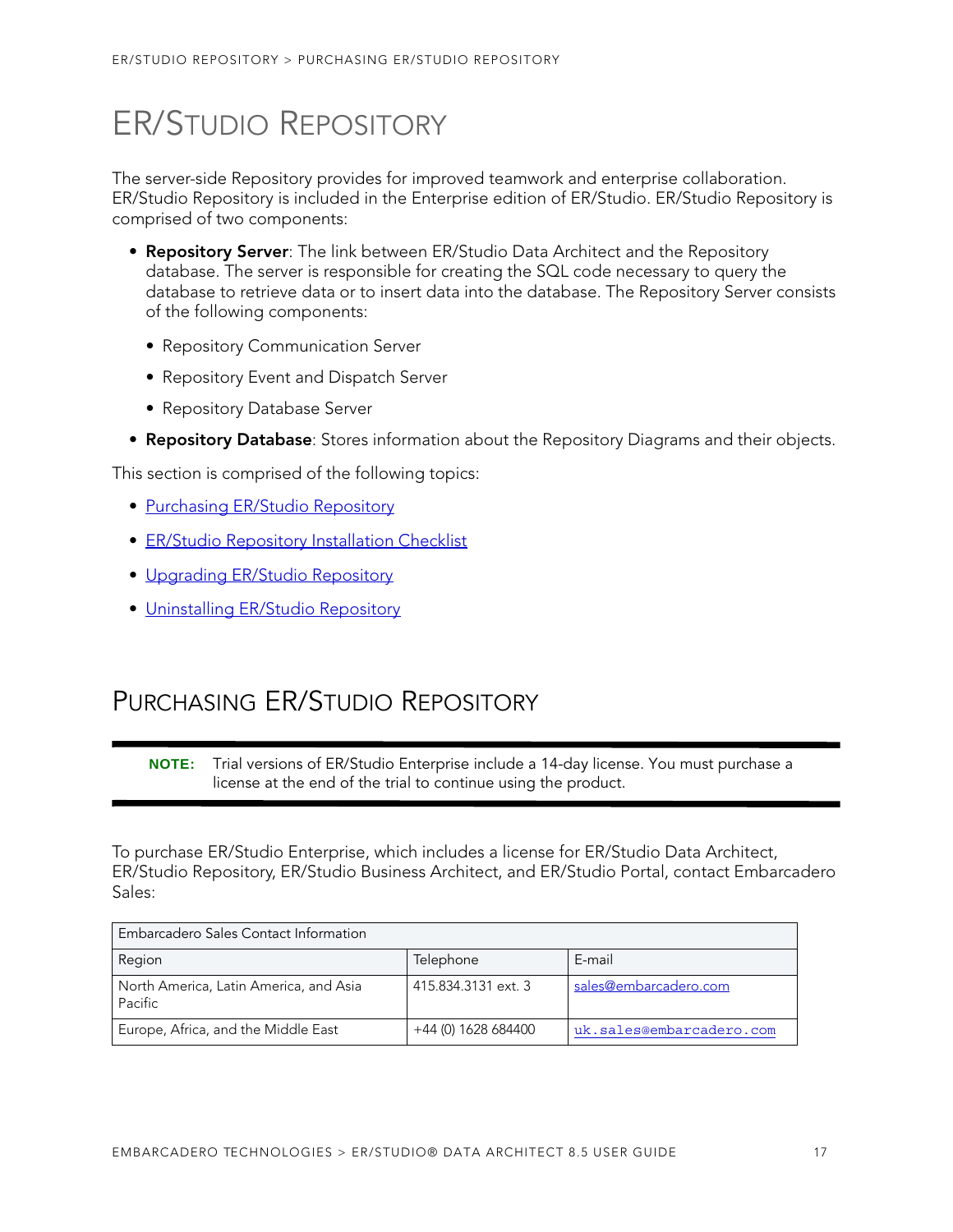# ER/Studio Repository

The server-side Repository provides for improved teamwork and enterprise collaboration. ER/Studio Repository is included in the Enterprise edition of ER/Studio. ER/Studio Repository is comprised of two components:

- **Repository Server**: The link between ER/Studio Data Architect and the Repository database. The server is responsible for creating the SQL code necessary to query the database to retrieve data or to insert data into the database. The Repository Server consists of the following components:
  - Repository Communication Server
  - Repository Event and Dispatch Server
  - Repository Database Server
- **Repository Database**: Stores information about the Repository Diagrams and their objects.

This section is comprised of the following topics:

- Purchasing ER/Studio Repository
- ER/Studio Repository Installation Checklist
- Upgrading ER/Studio Repository
- Uninstalling ER/Studio Repository

## Purchasing ER/Studio Repository

**NOTE:** Trial versions of ER/Studio Enterprise include a 14-day license. You must purchase a license at the end of the trial to continue using the product.

To purchase ER/Studio Enterprise, which includes a license for ER/Studio Data Architect, ER/Studio Repository, ER/Studio Business Architect, and ER/Studio Portal, contact Embarcadero Sales:

| Embarcadero Sales Contact Information | | |
|---|---|---|
| Region | Telephone | E-mail |
| North America, Latin America, and Asia Pacific | 415.834.3131 ext. 3 | sales@embarcadero.com |
| Europe, Africa, and the Middle East | +44 (0) 1628 684400 | uk.sales@embarcadero.com |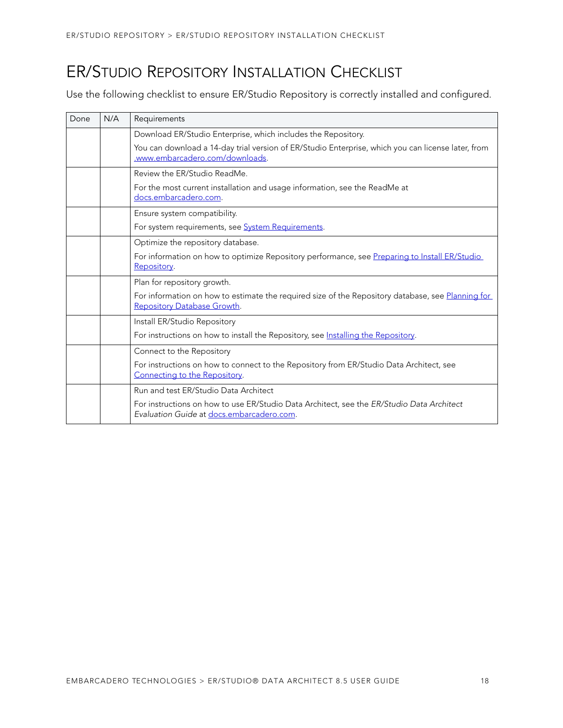# ER/Studio Repository Installation Checklist

Use the following checklist to ensure ER/Studio Repository is correctly installed and configured.

| Done | N/A | Requirements |
| --- | --- | --- |
| | | Download ER/Studio Enterprise, which includes the Repository.<br><br>You can download a 14-day trial version of ER/Studio Enterprise, which you can license later, from .www.embarcadero.com/downloads. |
| | | Review the ER/Studio ReadMe.<br><br>For the most current installation and usage information, see the ReadMe at docs.embarcadero.com. |
| | | Ensure system compatibility.<br><br>For system requirements, see System Requirements. |
| | | Optimize the repository database.<br><br>For information on how to optimize Repository performance, see Preparing to Install ER/Studio Repository. |
| | | Plan for repository growth.<br><br>For information on how to estimate the required size of the Repository database, see Planning for Repository Database Growth. |
| | | Install ER/Studio Repository<br><br>For instructions on how to install the Repository, see Installing the Repository. |
| | | Connect to the Repository<br><br>For instructions on how to connect to the Repository from ER/Studio Data Architect, see Connecting to the Repository. |
| | | Run and test ER/Studio Data Architect<br><br>For instructions on how to use ER/Studio Data Architect, see the *ER/Studio Data Architect Evaluation Guide* at docs.embarcadero.com. |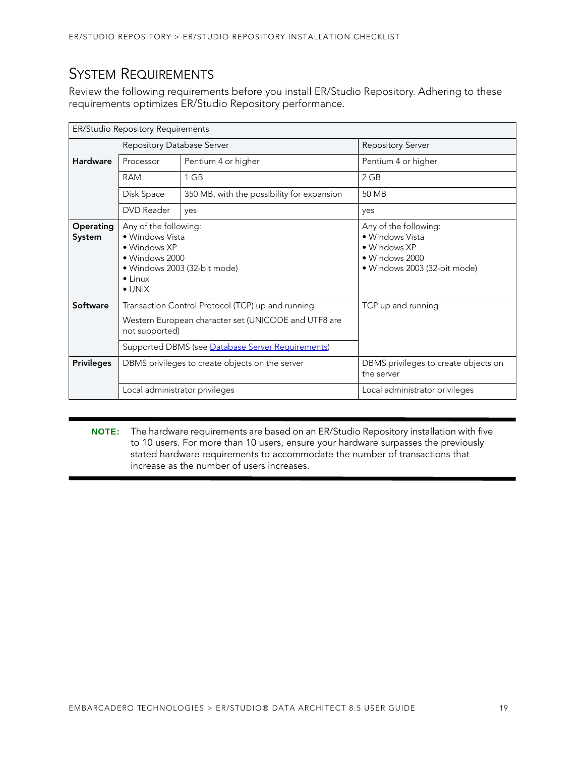## System Requirements

Review the following requirements before you install ER/Studio Repository. Adhering to these requirements optimizes ER/Studio Repository performance.

| ER/Studio Repository Requirements | | | |
|---|---|---|---|
| | Repository Database Server | | Repository Server |
| **Hardware** | Processor | Pentium 4 or higher | Pentium 4 or higher |
| | RAM | 1 GB | 2 GB |
| | Disk Space | 350 MB, with the possibility for expansion | 50 MB |
| | DVD Reader | yes | yes |
| **Operating System** | Any of the following:<br>• Windows Vista<br>• Windows XP<br>• Windows 2000<br>• Windows 2003 (32-bit mode)<br>• Linux<br>• UNIX | | Any of the following:<br>• Windows Vista<br>• Windows XP<br>• Windows 2000<br>• Windows 2003 (32-bit mode) |
| **Software** | Transaction Control Protocol (TCP) up and running.<br>Western European character set (UNICODE and UTF8 are not supported) | | TCP up and running |
| | Supported DBMS (see Database Server Requirements) | | |
| **Privileges** | DBMS privileges to create objects on the server | | DBMS privileges to create objects on the server |
| | Local administrator privileges | | Local administrator privileges |

**NOTE:** The hardware requirements are based on an ER/Studio Repository installation with five to 10 users. For more than 10 users, ensure your hardware surpasses the previously stated hardware requirements to accommodate the number of transactions that increase as the number of users increases.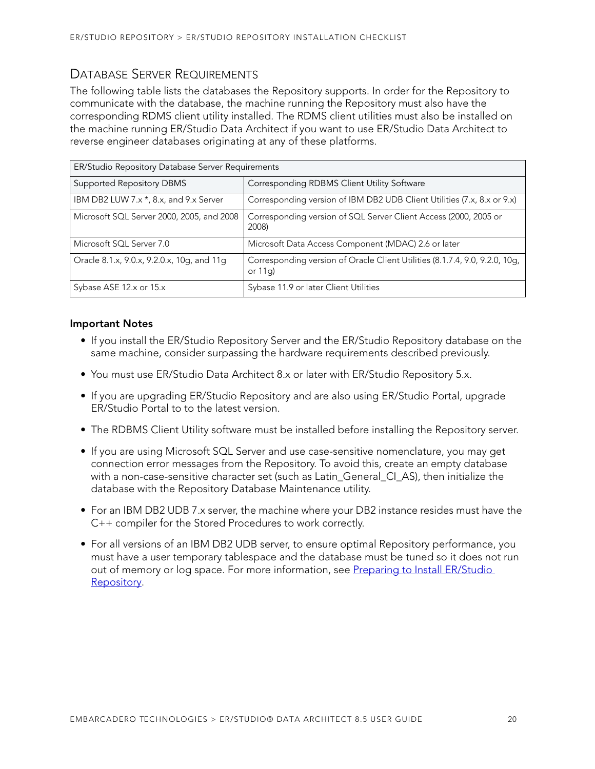## Database Server Requirements

The following table lists the databases the Repository supports. In order for the Repository to communicate with the database, the machine running the Repository must also have the corresponding RDMS client utility installed. The RDMS client utilities must also be installed on the machine running ER/Studio Data Architect if you want to use ER/Studio Data Architect to reverse engineer databases originating at any of these platforms.

| ER/Studio Repository Database Server Requirements | |
|---|---|
| Supported Repository DBMS | Corresponding RDBMS Client Utility Software |
| IBM DB2 LUW 7.x *, 8.x, and 9.x Server | Corresponding version of IBM DB2 UDB Client Utilities (7.x, 8.x or 9.x) |
| Microsoft SQL Server 2000, 2005, and 2008 | Corresponding version of SQL Server Client Access (2000, 2005 or 2008) |
| Microsoft SQL Server 7.0 | Microsoft Data Access Component (MDAC) 2.6 or later |
| Oracle 8.1.x, 9.0.x, 9.2.0.x, 10g, and 11g | Corresponding version of Oracle Client Utilities (8.1.7.4, 9.0, 9.2.0, 10g, or 11g) |
| Sybase ASE 12.x or 15.x | Sybase 11.9 or later Client Utilities |

**Important Notes**

- If you install the ER/Studio Repository Server and the ER/Studio Repository database on the same machine, consider surpassing the hardware requirements described previously.
- You must use ER/Studio Data Architect 8.x or later with ER/Studio Repository 5.x.
- If you are upgrading ER/Studio Repository and are also using ER/Studio Portal, upgrade ER/Studio Portal to to the latest version.
- The RDBMS Client Utility software must be installed before installing the Repository server.
- If you are using Microsoft SQL Server and use case-sensitive nomenclature, you may get connection error messages from the Repository. To avoid this, create an empty database with a non-case-sensitive character set (such as Latin_General_CI_AS), then initialize the database with the Repository Database Maintenance utility.
- For an IBM DB2 UDB 7.x server, the machine where your DB2 instance resides must have the C++ compiler for the Stored Procedures to work correctly.
- For all versions of an IBM DB2 UDB server, to ensure optimal Repository performance, you must have a user temporary tablespace and the database must be tuned so it does not run out of memory or log space. For more information, see Preparing to Install ER/Studio Repository.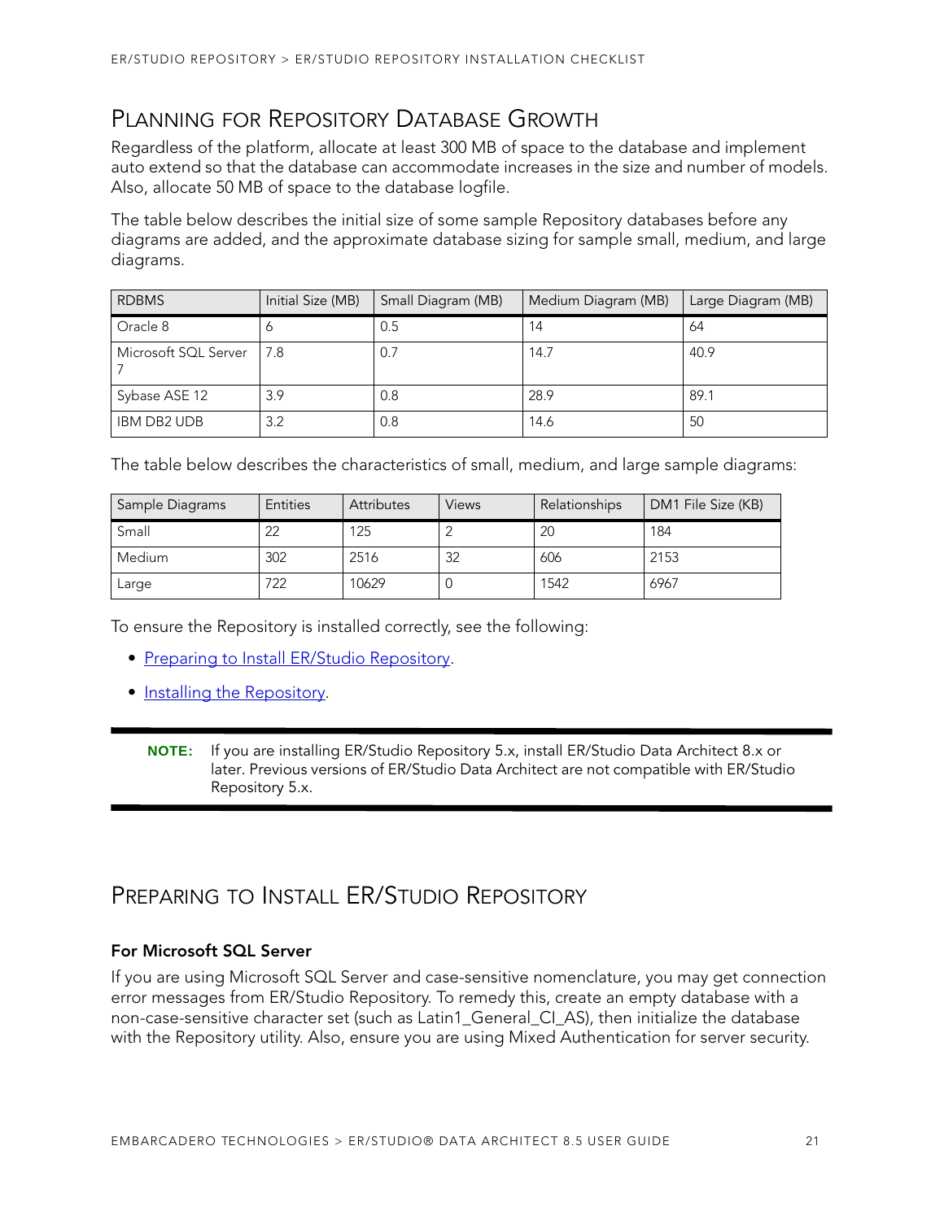## Planning for Repository Database Growth

Regardless of the platform, allocate at least 300 MB of space to the database and implement auto extend so that the database can accommodate increases in the size and number of models. Also, allocate 50 MB of space to the database logfile.

The table below describes the initial size of some sample Repository databases before any diagrams are added, and the approximate database sizing for sample small, medium, and large diagrams.

| RDBMS | Initial Size (MB) | Small Diagram (MB) | Medium Diagram (MB) | Large Diagram (MB) |
|---|---|---|---|---|
| Oracle 8 | 6 | 0.5 | 14 | 64 |
| Microsoft SQL Server 7 | 7.8 | 0.7 | 14.7 | 40.9 |
| Sybase ASE 12 | 3.9 | 0.8 | 28.9 | 89.1 |
| IBM DB2 UDB | 3.2 | 0.8 | 14.6 | 50 |

The table below describes the characteristics of small, medium, and large sample diagrams:

| Sample Diagrams | Entities | Attributes | Views | Relationships | DM1 File Size (KB) |
|---|---|---|---|---|---|
| Small | 22 | 125 | 2 | 20 | 184 |
| Medium | 302 | 2516 | 32 | 606 | 2153 |
| Large | 722 | 10629 | 0 | 1542 | 6967 |

To ensure the Repository is installed correctly, see the following:

- Preparing to Install ER/Studio Repository.
- Installing the Repository.

**NOTE:** If you are installing ER/Studio Repository 5.x, install ER/Studio Data Architect 8.x or later. Previous versions of ER/Studio Data Architect are not compatible with ER/Studio Repository 5.x.

## Preparing to Install ER/Studio Repository

### For Microsoft SQL Server

If you are using Microsoft SQL Server and case-sensitive nomenclature, you may get connection error messages from ER/Studio Repository. To remedy this, create an empty database with a non-case-sensitive character set (such as Latin1_General_CI_AS), then initialize the database with the Repository utility. Also, ensure you are using Mixed Authentication for server security.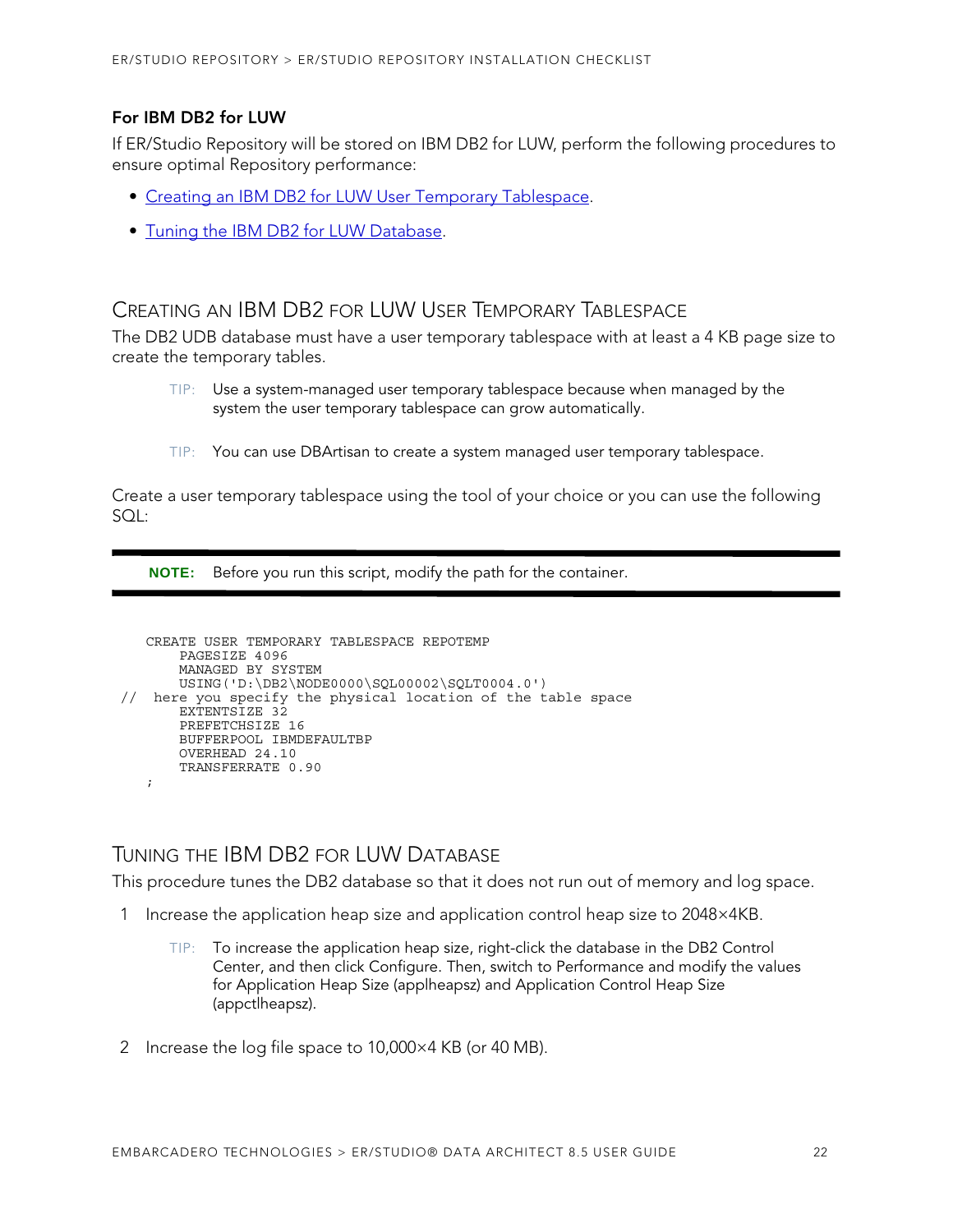### For IBM DB2 for LUW

If ER/Studio Repository will be stored on IBM DB2 for LUW, perform the following procedures to ensure optimal Repository performance:

- Creating an IBM DB2 for LUW User Temporary Tablespace.
- Tuning the IBM DB2 for LUW Database.

## Creating an IBM DB2 for LUW User Temporary Tablespace

The DB2 UDB database must have a user temporary tablespace with at least a 4 KB page size to create the temporary tables.

> TIP: Use a system-managed user temporary tablespace because when managed by the system the user temporary tablespace can grow automatically.

> TIP: You can use DBArtisan to create a system managed user temporary tablespace.

Create a user temporary tablespace using the tool of your choice or you can use the following SQL:

> **NOTE:** Before you run this script, modify the path for the container.

```
    CREATE USER TEMPORARY TABLESPACE REPOTEMP
        PAGESIZE 4096
        MANAGED BY SYSTEM
        USING('D:\DB2\NODE0000\SQL00002\SQLT0004.0')
//  here you specify the physical location of the table space
        EXTENTSIZE 32
        PREFETCHSIZE 16
        BUFFERPOOL IBMDEFAULTBP
        OVERHEAD 24.10
        TRANSFERRATE 0.90
    ;
```

## Tuning the IBM DB2 for LUW Database

This procedure tunes the DB2 database so that it does not run out of memory and log space.

1. Increase the application heap size and application control heap size to 2048×4KB.

   > TIP: To increase the application heap size, right-click the database in the DB2 Control Center, and then click Configure. Then, switch to Performance and modify the values for Application Heap Size (applheapsz) and Application Control Heap Size (appctlheapsz).

2. Increase the log file space to 10,000×4 KB (or 40 MB).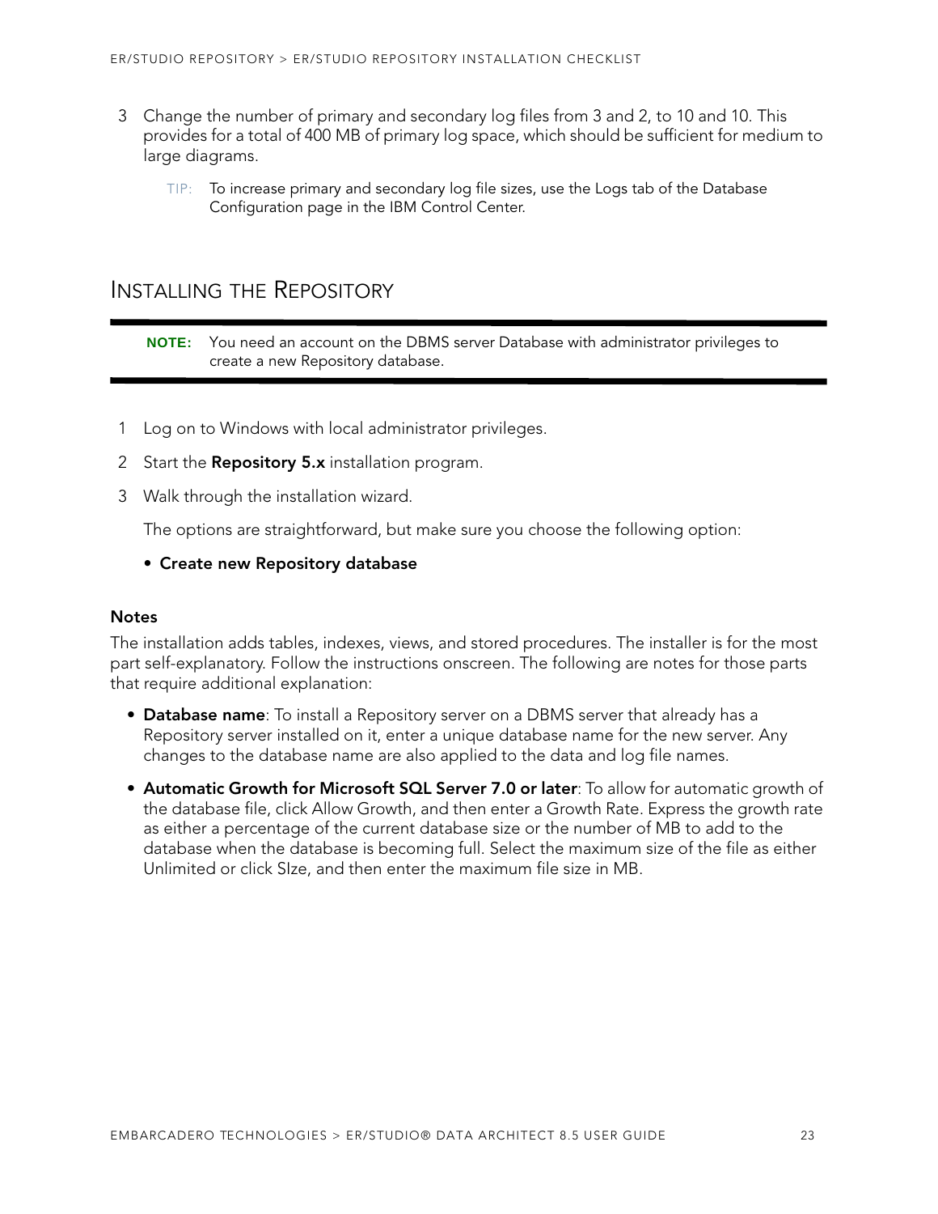3 Change the number of primary and secondary log files from 3 and 2, to 10 and 10. This provides for a total of 400 MB of primary log space, which should be sufficient for medium to large diagrams.

   TIP: To increase primary and secondary log file sizes, use the Logs tab of the Database Configuration page in the IBM Control Center.

## Installing the Repository

**NOTE:** You need an account on the DBMS server Database with administrator privileges to create a new Repository database.

1 Log on to Windows with local administrator privileges.

2 Start the **Repository 5.x** installation program.

3 Walk through the installation wizard.

   The options are straightforward, but make sure you choose the following option:

   - **Create new Repository database**

### Notes

The installation adds tables, indexes, views, and stored procedures. The installer is for the most part self-explanatory. Follow the instructions onscreen. The following are notes for those parts that require additional explanation:

- **Database name**: To install a Repository server on a DBMS server that already has a Repository server installed on it, enter a unique database name for the new server. Any changes to the database name are also applied to the data and log file names.
- **Automatic Growth for Microsoft SQL Server 7.0 or later**: To allow for automatic growth of the database file, click Allow Growth, and then enter a Growth Rate. Express the growth rate as either a percentage of the current database size or the number of MB to add to the database when the database is becoming full. Select the maximum size of the file as either Unlimited or click SIze, and then enter the maximum file size in MB.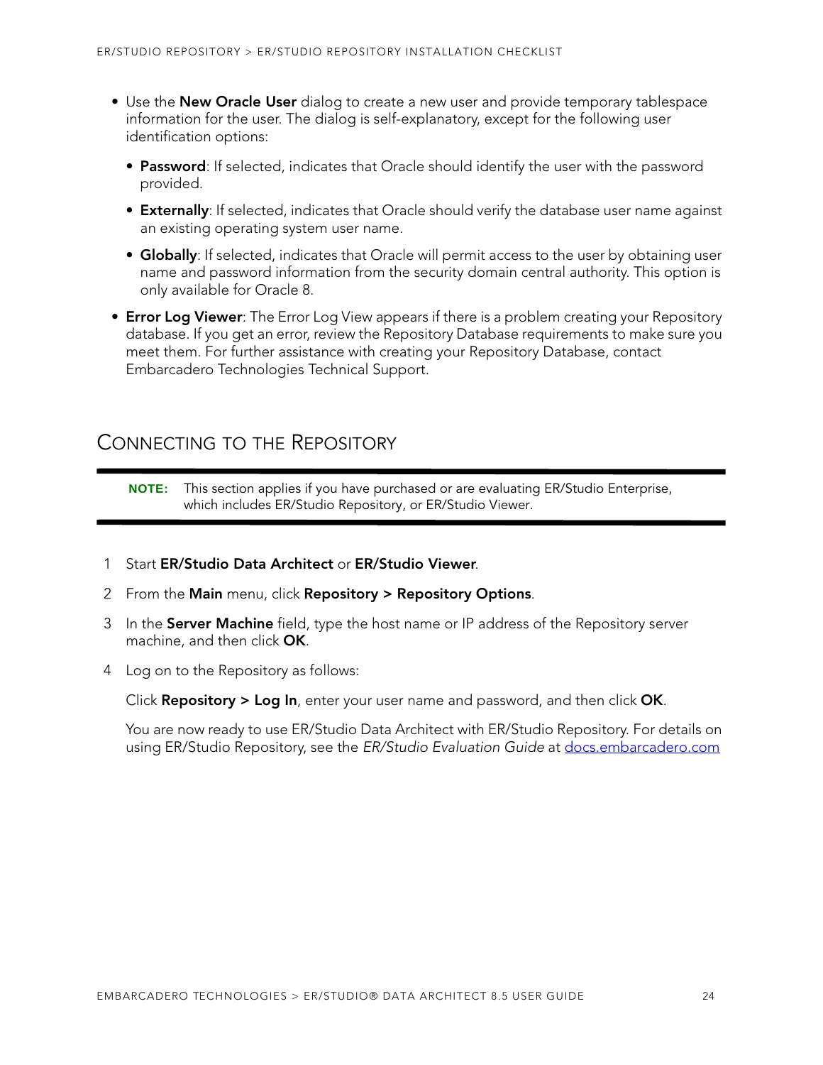- Use the **New Oracle User** dialog to create a new user and provide temporary tablespace information for the user. The dialog is self-explanatory, except for the following user identification options:
  - **Password**: If selected, indicates that Oracle should identify the user with the password provided.
  - **Externally**: If selected, indicates that Oracle should verify the database user name against an existing operating system user name.
  - **Globally**: If selected, indicates that Oracle will permit access to the user by obtaining user name and password information from the security domain central authority. This option is only available for Oracle 8.
- **Error Log Viewer**: The Error Log View appears if there is a problem creating your Repository database. If you get an error, review the Repository Database requirements to make sure you meet them. For further assistance with creating your Repository Database, contact Embarcadero Technologies Technical Support.

## Connecting to the Repository

> **NOTE:** This section applies if you have purchased or are evaluating ER/Studio Enterprise, which includes ER/Studio Repository, or ER/Studio Viewer.

1. Start **ER/Studio Data Architect** or **ER/Studio Viewer**.
2. From the **Main** menu, click **Repository > Repository Options**.
3. In the **Server Machine** field, type the host name or IP address of the Repository server machine, and then click **OK**.
4. Log on to the Repository as follows:

   Click **Repository > Log In**, enter your user name and password, and then click **OK**.

   You are now ready to use ER/Studio Data Architect with ER/Studio Repository. For details on using ER/Studio Repository, see the *ER/Studio Evaluation Guide* at docs.embarcadero.com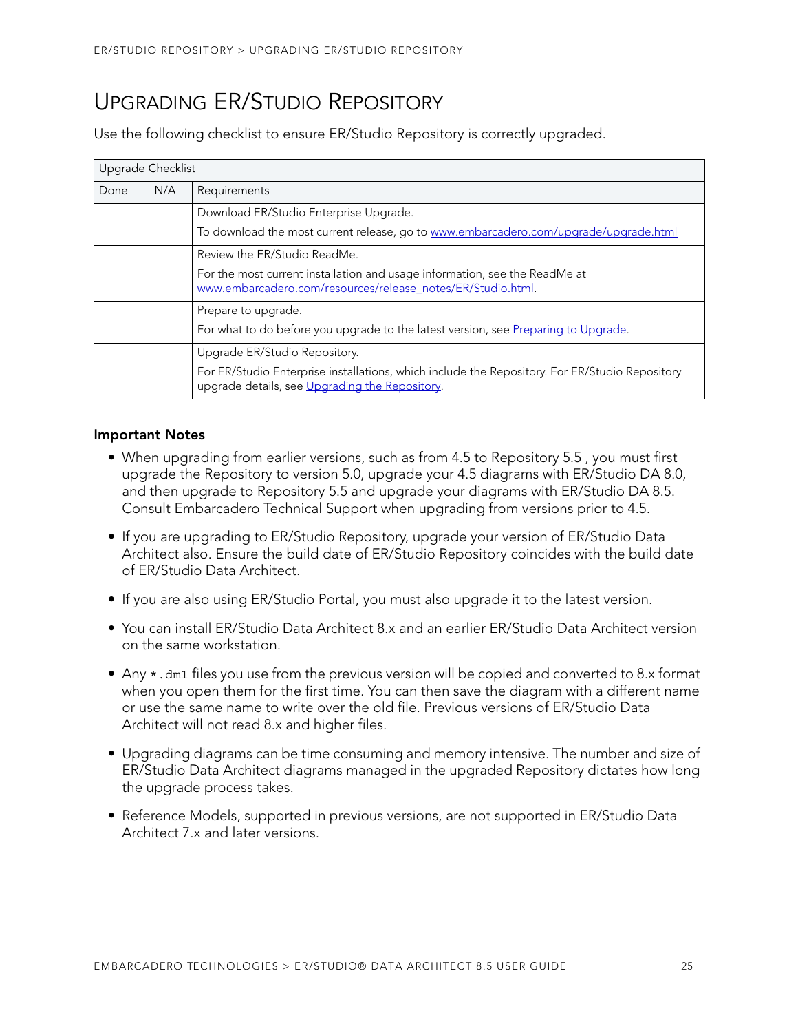# UPGRADING ER/STUDIO REPOSITORY

Use the following checklist to ensure ER/Studio Repository is correctly upgraded.

| Upgrade Checklist | | |
|---|---|---|
| Done | N/A | Requirements |
| | | Download ER/Studio Enterprise Upgrade.<br>To download the most current release, go to [www.embarcadero.com/upgrade/upgrade.html](www.embarcadero.com/upgrade/upgrade.html) |
| | | Review the ER/Studio ReadMe.<br>For the most current installation and usage information, see the ReadMe at [www.embarcadero.com/resources/release_notes/ER/Studio.html](www.embarcadero.com/resources/release_notes/ER/Studio.html). |
| | | Prepare to upgrade.<br>For what to do before you upgrade to the latest version, see [Preparing to Upgrade](). |
| | | Upgrade ER/Studio Repository.<br>For ER/Studio Enterprise installations, which include the Repository. For ER/Studio Repository upgrade details, see [Upgrading the Repository](). |

**Important Notes**

- When upgrading from earlier versions, such as from 4.5 to Repository 5.5 , you must first upgrade the Repository to version 5.0, upgrade your 4.5 diagrams with ER/Studio DA 8.0, and then upgrade to Repository 5.5 and upgrade your diagrams with ER/Studio DA 8.5. Consult Embarcadero Technical Support when upgrading from versions prior to 4.5.
- If you are upgrading to ER/Studio Repository, upgrade your version of ER/Studio Data Architect also. Ensure the build date of ER/Studio Repository coincides with the build date of ER/Studio Data Architect.
- If you are also using ER/Studio Portal, you must also upgrade it to the latest version.
- You can install ER/Studio Data Architect 8.x and an earlier ER/Studio Data Architect version on the same workstation.
- Any `*.dm1` files you use from the previous version will be copied and converted to 8.x format when you open them for the first time. You can then save the diagram with a different name or use the same name to write over the old file. Previous versions of ER/Studio Data Architect will not read 8.x and higher files.
- Upgrading diagrams can be time consuming and memory intensive. The number and size of ER/Studio Data Architect diagrams managed in the upgraded Repository dictates how long the upgrade process takes.
- Reference Models, supported in previous versions, are not supported in ER/Studio Data Architect 7.x and later versions.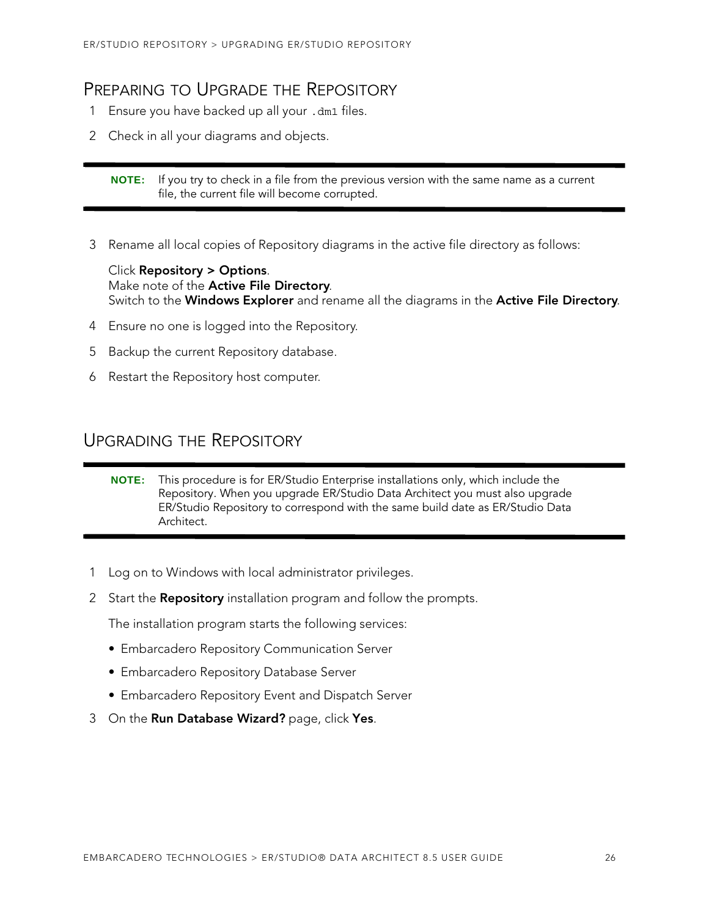## Preparing to Upgrade the Repository

1. Ensure you have backed up all your `.dm1` files.
2. Check in all your diagrams and objects.

> **NOTE:** If you try to check in a file from the previous version with the same name as a current file, the current file will become corrupted.

3. Rename all local copies of Repository diagrams in the active file directory as follows:

   Click **Repository > Options**.
   Make note of the **Active File Directory**.
   Switch to the **Windows Explorer** and rename all the diagrams in the **Active File Directory**.

4. Ensure no one is logged into the Repository.
5. Backup the current Repository database.
6. Restart the Repository host computer.

## Upgrading the Repository

> **NOTE:** This procedure is for ER/Studio Enterprise installations only, which include the Repository. When you upgrade ER/Studio Data Architect you must also upgrade ER/Studio Repository to correspond with the same build date as ER/Studio Data Architect.

1. Log on to Windows with local administrator privileges.
2. Start the **Repository** installation program and follow the prompts.

   The installation program starts the following services:

   - Embarcadero Repository Communication Server
   - Embarcadero Repository Database Server
   - Embarcadero Repository Event and Dispatch Server

3. On the **Run Database Wizard?** page, click **Yes**.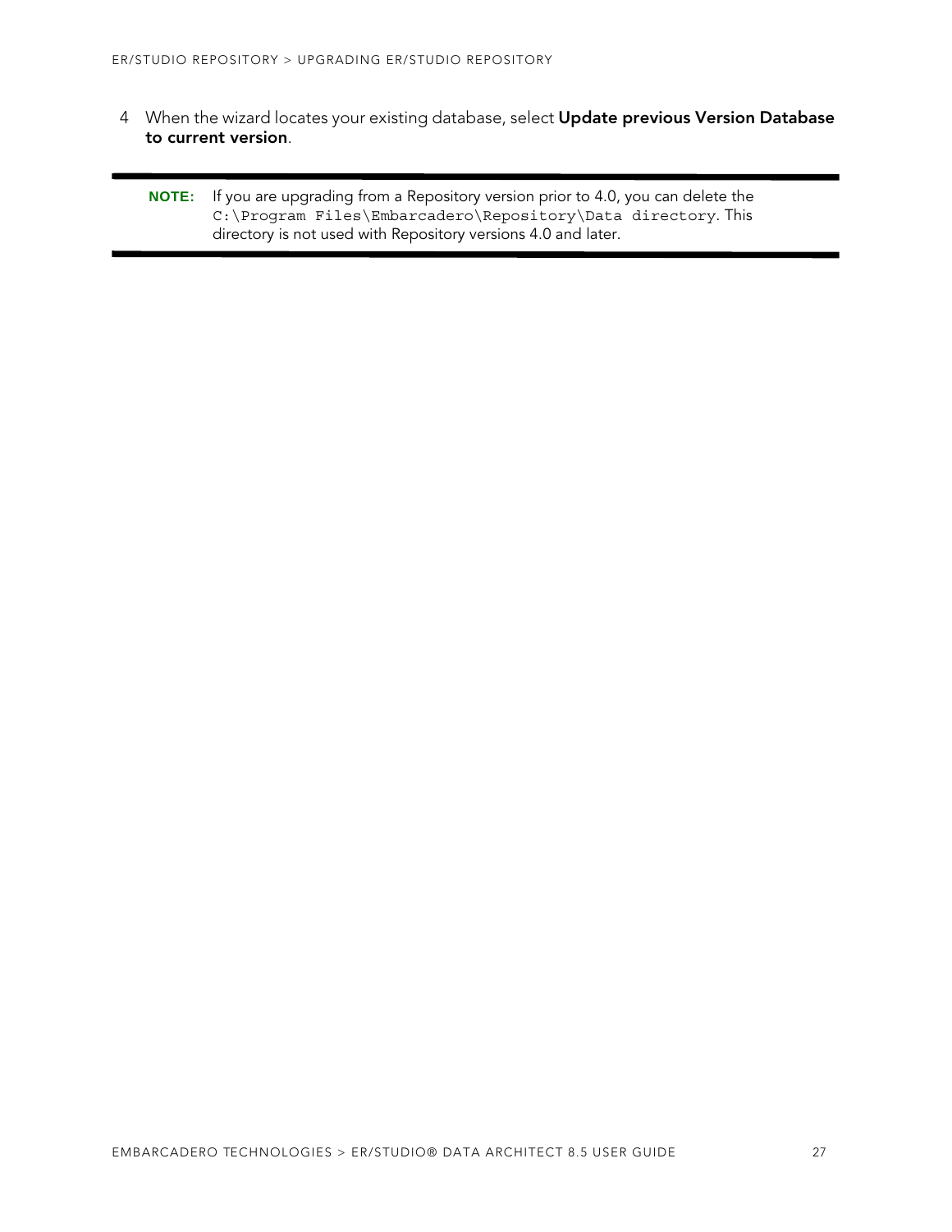4. When the wizard locates your existing database, select **Update previous Version Database to current version**.

---

**NOTE:** If you are upgrading from a Repository version prior to 4.0, you can delete the `C:\Program Files\Embarcadero\Repository\Data directory`. This directory is not used with Repository versions 4.0 and later.

---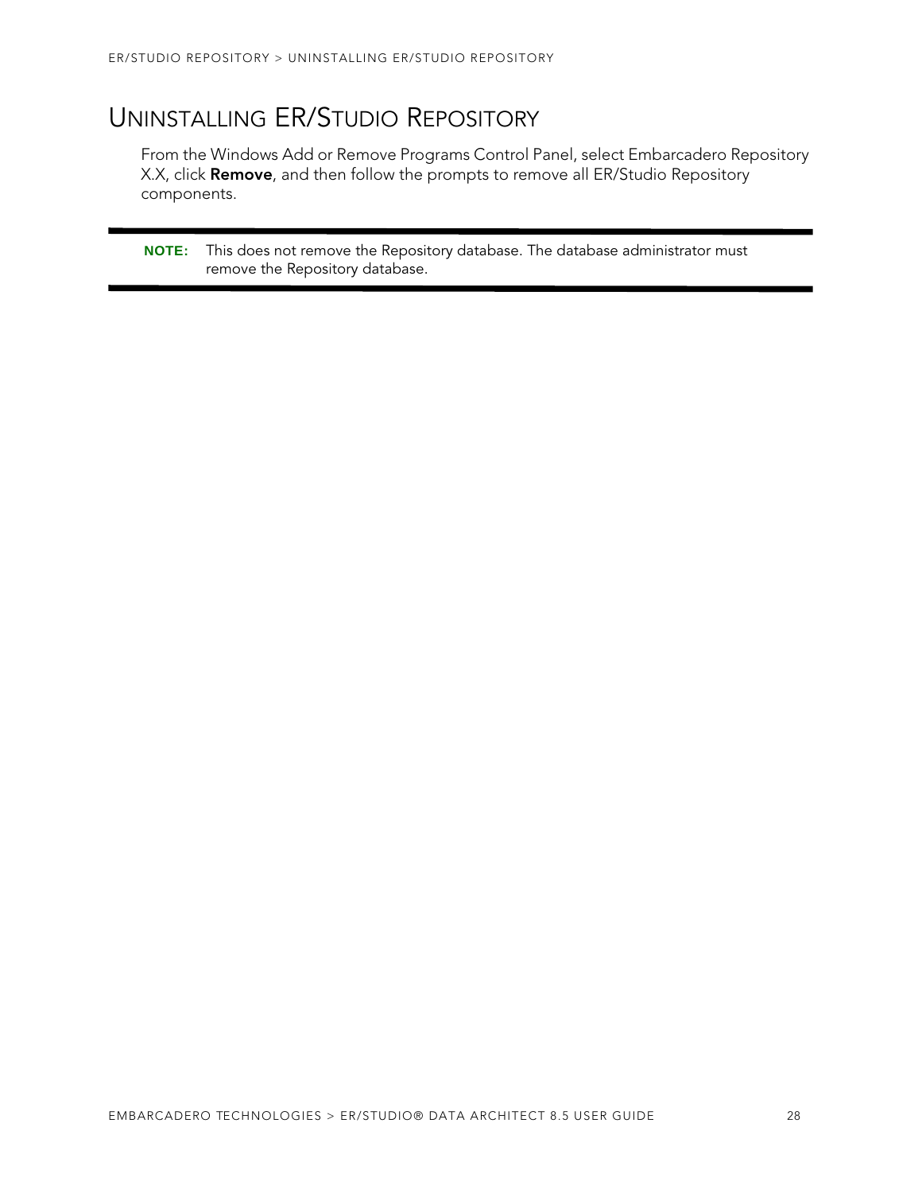# Uninstalling ER/Studio Repository

From the Windows Add or Remove Programs Control Panel, select Embarcadero Repository X.X, click **Remove**, and then follow the prompts to remove all ER/Studio Repository components.

---

**NOTE:** This does not remove the Repository database. The database administrator must remove the Repository database.

---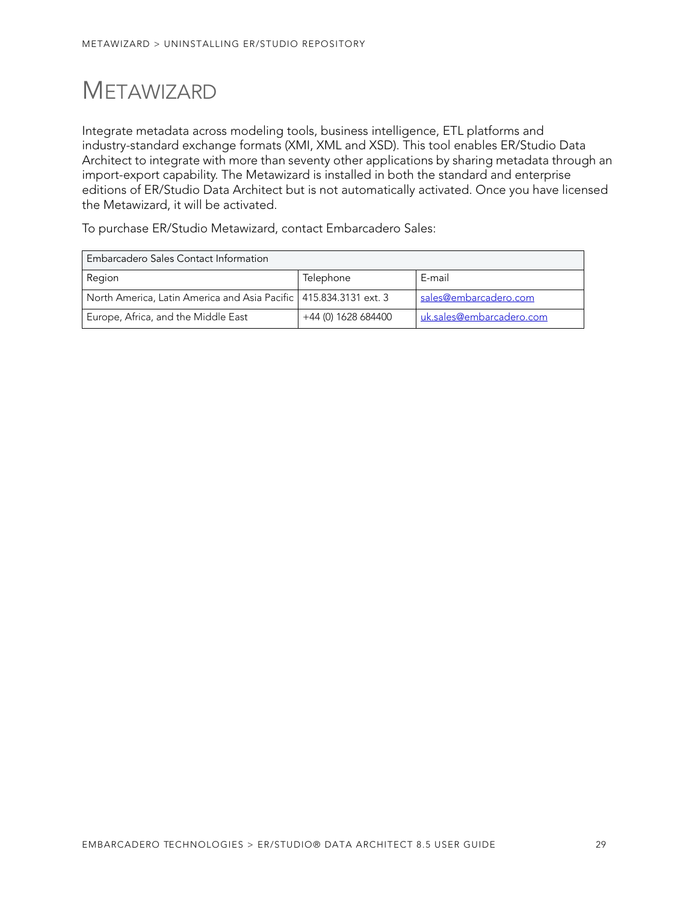# Metawizard

Integrate metadata across modeling tools, business intelligence, ETL platforms and industry-standard exchange formats (XMI, XML and XSD). This tool enables ER/Studio Data Architect to integrate with more than seventy other applications by sharing metadata through an import-export capability. The Metawizard is installed in both the standard and enterprise editions of ER/Studio Data Architect but is not automatically activated. Once you have licensed the Metawizard, it will be activated.

To purchase ER/Studio Metawizard, contact Embarcadero Sales:

| Embarcadero Sales Contact Information | | |
|---|---|---|
| Region | Telephone | E-mail |
| North America, Latin America and Asia Pacific | 415.834.3131 ext. 3 | sales@embarcadero.com |
| Europe, Africa, and the Middle East | +44 (0) 1628 684400 | uk.sales@embarcadero.com |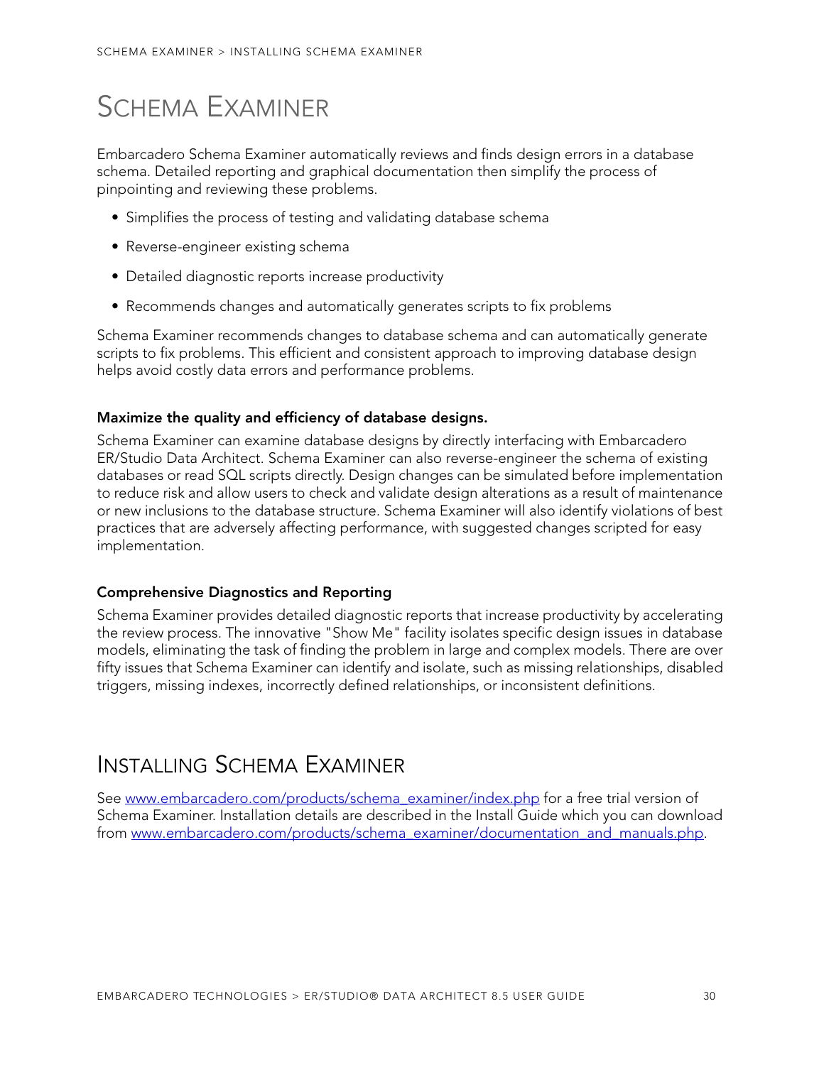# Schema Examiner

Embarcadero Schema Examiner automatically reviews and finds design errors in a database schema. Detailed reporting and graphical documentation then simplify the process of pinpointing and reviewing these problems.

- Simplifies the process of testing and validating database schema
- Reverse-engineer existing schema
- Detailed diagnostic reports increase productivity
- Recommends changes and automatically generates scripts to fix problems

Schema Examiner recommends changes to database schema and can automatically generate scripts to fix problems. This efficient and consistent approach to improving database design helps avoid costly data errors and performance problems.

**Maximize the quality and efficiency of database designs.**

Schema Examiner can examine database designs by directly interfacing with Embarcadero ER/Studio Data Architect. Schema Examiner can also reverse-engineer the schema of existing databases or read SQL scripts directly. Design changes can be simulated before implementation to reduce risk and allow users to check and validate design alterations as a result of maintenance or new inclusions to the database structure. Schema Examiner will also identify violations of best practices that are adversely affecting performance, with suggested changes scripted for easy implementation.

**Comprehensive Diagnostics and Reporting**

Schema Examiner provides detailed diagnostic reports that increase productivity by accelerating the review process. The innovative "Show Me" facility isolates specific design issues in database models, eliminating the task of finding the problem in large and complex models. There are over fifty issues that Schema Examiner can identify and isolate, such as missing relationships, disabled triggers, missing indexes, incorrectly defined relationships, or inconsistent definitions.

# Installing Schema Examiner

See [www.embarcadero.com/products/schema_examiner/index.php](www.embarcadero.com/products/schema_examiner/index.php) for a free trial version of Schema Examiner. Installation details are described in the Install Guide which you can download from [www.embarcadero.com/products/schema_examiner/documentation_and_manuals.php](www.embarcadero.com/products/schema_examiner/documentation_and_manuals.php).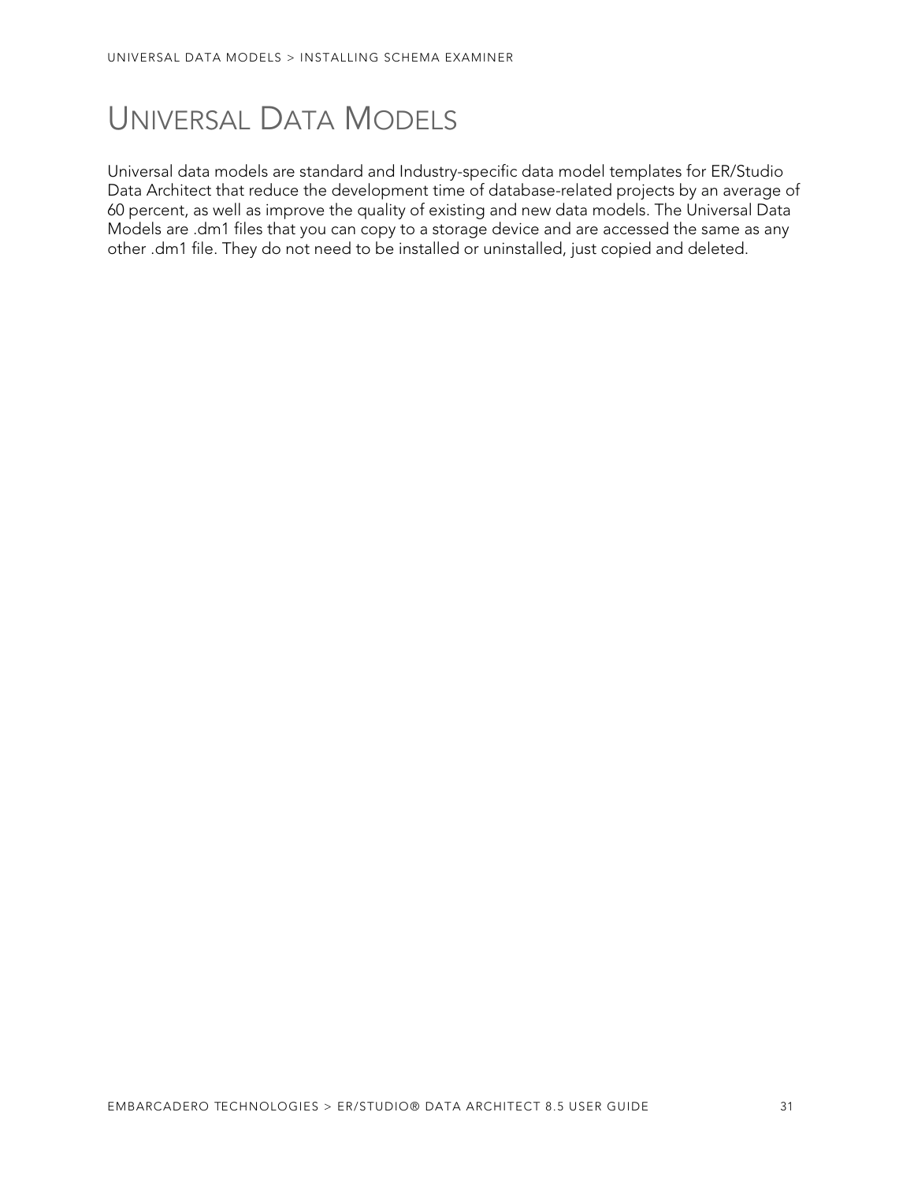# Universal Data Models

Universal data models are standard and Industry-specific data model templates for ER/Studio Data Architect that reduce the development time of database-related projects by an average of 60 percent, as well as improve the quality of existing and new data models. The Universal Data Models are .dm1 files that you can copy to a storage device and are accessed the same as any other .dm1 file. They do not need to be installed or uninstalled, just copied and deleted.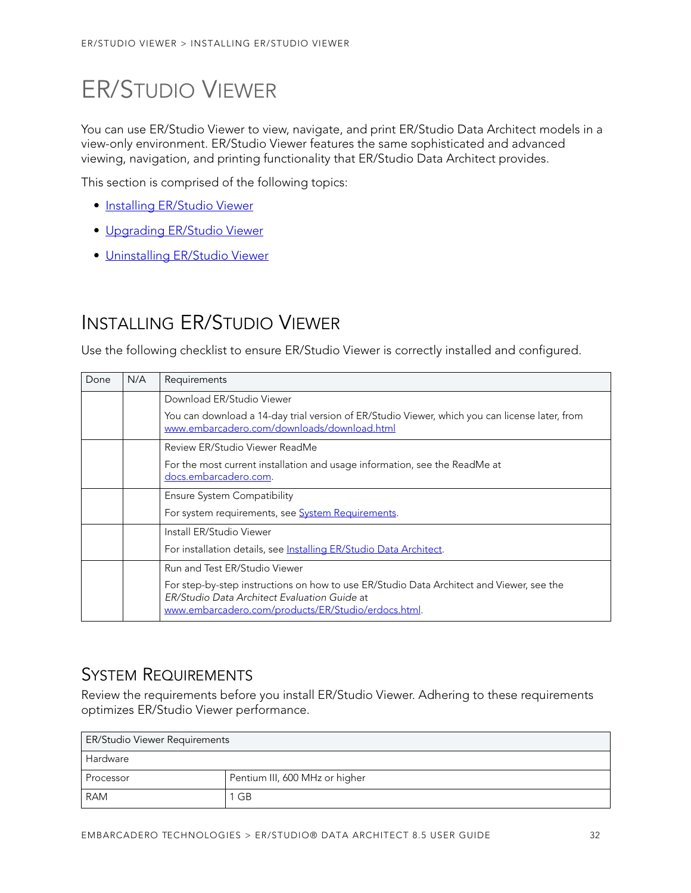# ER/STUDIO VIEWER

You can use ER/Studio Viewer to view, navigate, and print ER/Studio Data Architect models in a view-only environment. ER/Studio Viewer features the same sophisticated and advanced viewing, navigation, and printing functionality that ER/Studio Data Architect provides.

This section is comprised of the following topics:

- Installing ER/Studio Viewer
- Upgrading ER/Studio Viewer
- Uninstalling ER/Studio Viewer

## INSTALLING ER/STUDIO VIEWER

Use the following checklist to ensure ER/Studio Viewer is correctly installed and configured.

| Done | N/A | Requirements |
|---|---|---|
| | | Download ER/Studio Viewer<br><br>You can download a 14-day trial version of ER/Studio Viewer, which you can license later, from www.embarcadero.com/downloads/download.html |
| | | Review ER/Studio Viewer ReadMe<br><br>For the most current installation and usage information, see the ReadMe at docs.embarcadero.com. |
| | | Ensure System Compatibility<br><br>For system requirements, see System Requirements. |
| | | Install ER/Studio Viewer<br><br>For installation details, see Installing ER/Studio Data Architect. |
| | | Run and Test ER/Studio Viewer<br><br>For step-by-step instructions on how to use ER/Studio Data Architect and Viewer, see the *ER/Studio Data Architect Evaluation Guide* at www.embarcadero.com/products/ER/Studio/erdocs.html. |

### SYSTEM REQUIREMENTS

Review the requirements before you install ER/Studio Viewer. Adhering to these requirements optimizes ER/Studio Viewer performance.

| ER/Studio Viewer Requirements | |
|---|---|
| Hardware | |
| Processor | Pentium III, 600 MHz or higher |
| RAM | 1 GB |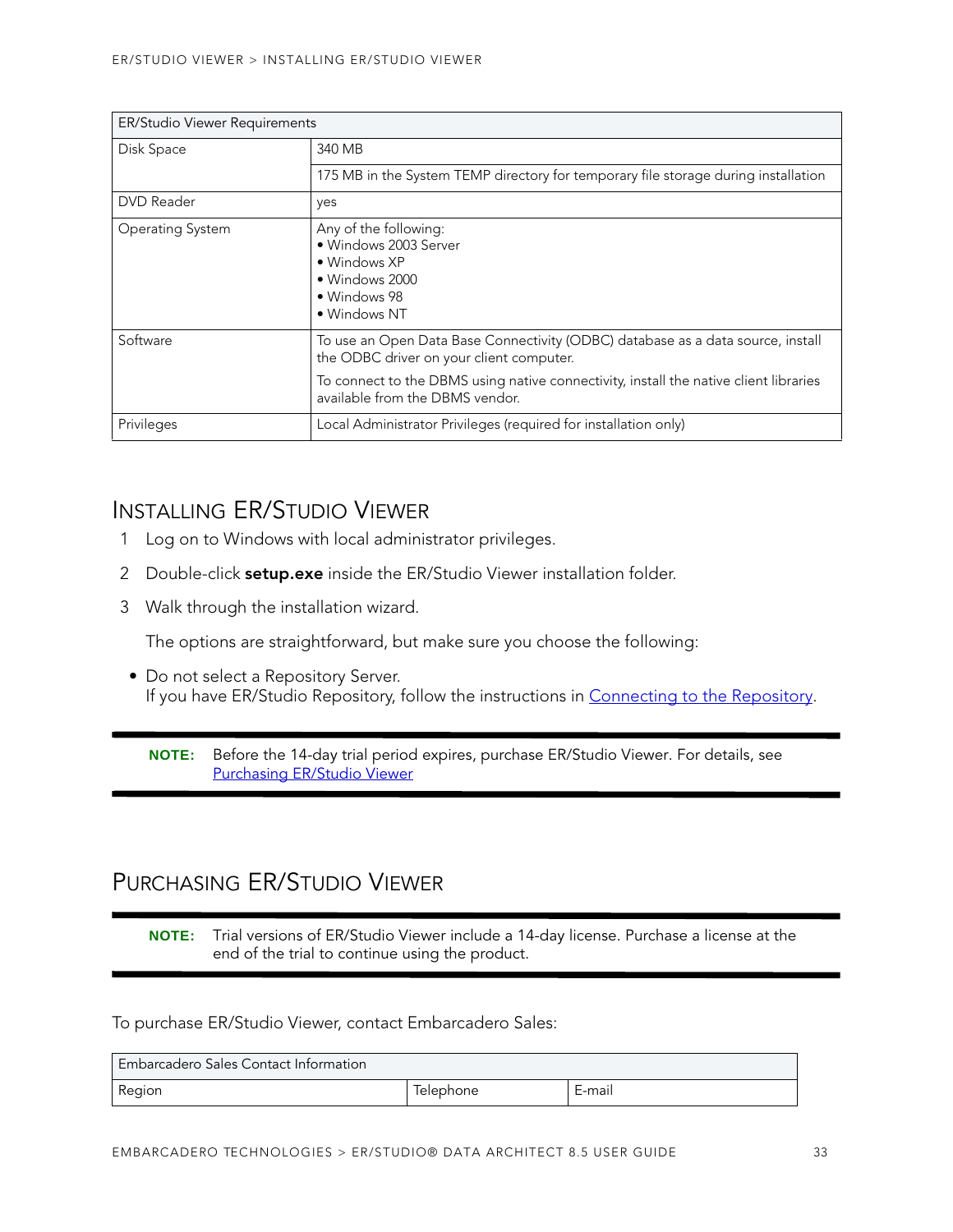| ER/Studio Viewer Requirements | |
|---|---|
| Disk Space | 340 MB |
| | 175 MB in the System TEMP directory for temporary file storage during installation |
| DVD Reader | yes |
| Operating System | Any of the following:<br>• Windows 2003 Server<br>• Windows XP<br>• Windows 2000<br>• Windows 98<br>• Windows NT |
| Software | To use an Open Data Base Connectivity (ODBC) database as a data source, install the ODBC driver on your client computer.<br>To connect to the DBMS using native connectivity, install the native client libraries available from the DBMS vendor. |
| Privileges | Local Administrator Privileges (required for installation only) |

## Installing ER/Studio Viewer

1. Log on to Windows with local administrator privileges.
2. Double-click **setup.exe** inside the ER/Studio Viewer installation folder.
3. Walk through the installation wizard.

   The options are straightforward, but make sure you choose the following:

- Do not select a Repository Server.
  If you have ER/Studio Repository, follow the instructions in Connecting to the Repository.

> **NOTE:** Before the 14-day trial period expires, purchase ER/Studio Viewer. For details, see Purchasing ER/Studio Viewer

## Purchasing ER/Studio Viewer

> **NOTE:** Trial versions of ER/Studio Viewer include a 14-day license. Purchase a license at the end of the trial to continue using the product.

To purchase ER/Studio Viewer, contact Embarcadero Sales:

| Embarcadero Sales Contact Information | | |
|---|---|---|
| Region | Telephone | E-mail |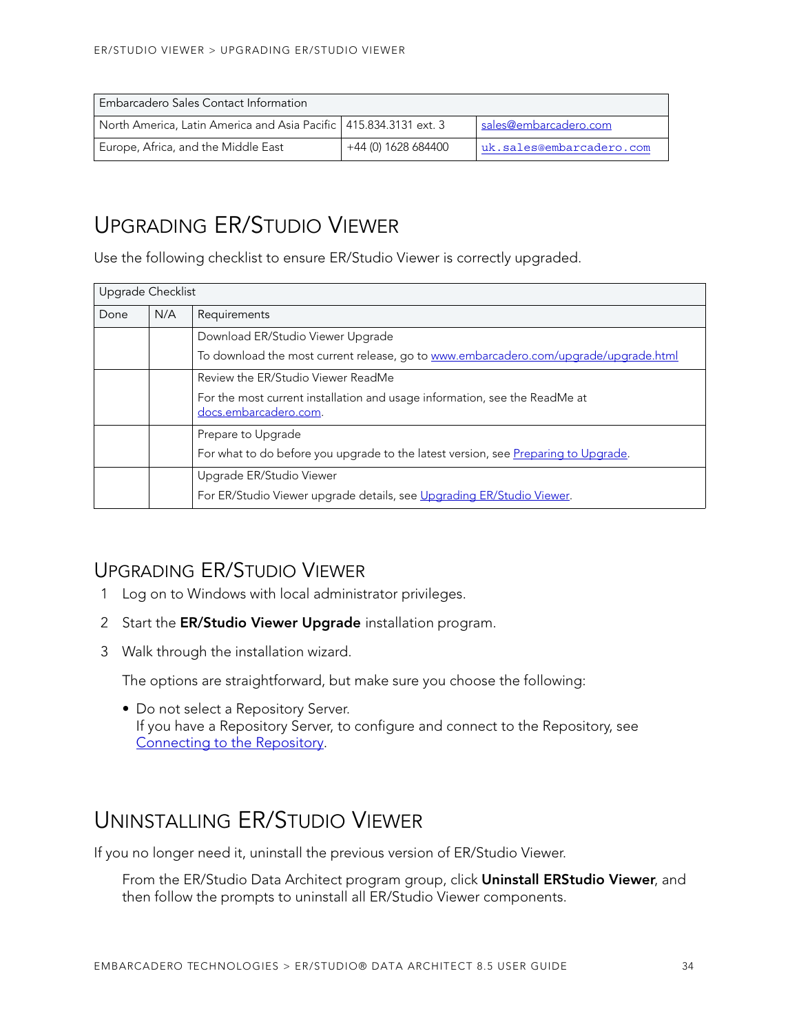| Embarcadero Sales Contact Information | | |
| --- | --- | --- |
| North America, Latin America and Asia Pacific | 415.834.3131 ext. 3 | sales@embarcadero.com |
| Europe, Africa, and the Middle East | +44 (0) 1628 684400 | uk.sales@embarcadero.com |

## Upgrading ER/Studio Viewer

Use the following checklist to ensure ER/Studio Viewer is correctly upgraded.

| Upgrade Checklist | | |
| --- | --- | --- |
| Done | N/A | Requirements |
| | | Download ER/Studio Viewer Upgrade<br>To download the most current release, go to www.embarcadero.com/upgrade/upgrade.html |
| | | Review the ER/Studio Viewer ReadMe<br>For the most current installation and usage information, see the ReadMe at docs.embarcadero.com. |
| | | Prepare to Upgrade<br>For what to do before you upgrade to the latest version, see Preparing to Upgrade. |
| | | Upgrade ER/Studio Viewer<br>For ER/Studio Viewer upgrade details, see Upgrading ER/Studio Viewer. |

## Upgrading ER/Studio Viewer

1. Log on to Windows with local administrator privileges.
2. Start the **ER/Studio Viewer Upgrade** installation program.
3. Walk through the installation wizard.

   The options are straightforward, but make sure you choose the following:

   - Do not select a Repository Server.
     If you have a Repository Server, to configure and connect to the Repository, see Connecting to the Repository.

## Uninstalling ER/Studio Viewer

If you no longer need it, uninstall the previous version of ER/Studio Viewer.

From the ER/Studio Data Architect program group, click **Uninstall ERStudio Viewer**, and then follow the prompts to uninstall all ER/Studio Viewer components.